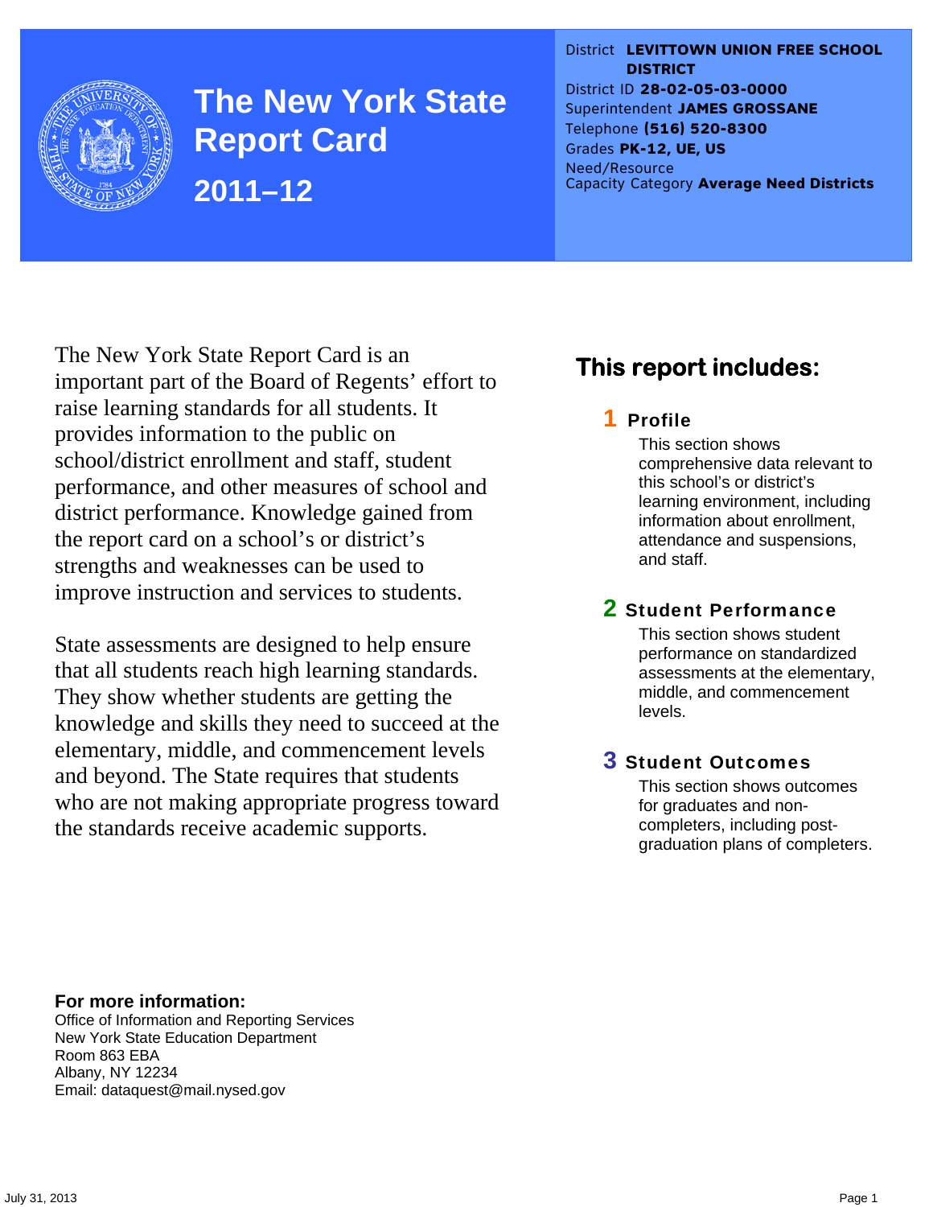# The New York State Report Card

## 2011–12

District **LEVITTOWN UNION FREE SCHOOL DISTRICT**
District ID **28-02-05-03-0000**
Superintendent **JAMES GROSSANE**
Telephone **(516) 520-8300**
Grades **PK-12, UE, US**
Need/Resource Capacity Category **Average Need Districts**

The New York State Report Card is an important part of the Board of Regents' effort to raise learning standards for all students. It provides information to the public on school/district enrollment and staff, student performance, and other measures of school and district performance. Knowledge gained from the report card on a school's or district's strengths and weaknesses can be used to improve instruction and services to students.

State assessments are designed to help ensure that all students reach high learning standards. They show whether students are getting the knowledge and skills they need to succeed at the elementary, middle, and commencement levels and beyond. The State requires that students who are not making appropriate progress toward the standards receive academic supports.

## This report includes:

### 1 Profile

This section shows comprehensive data relevant to this school's or district's learning environment, including information about enrollment, attendance and suspensions, and staff.

### 2 Student Performance

This section shows student performance on standardized assessments at the elementary, middle, and commencement levels.

### 3 Student Outcomes

This section shows outcomes for graduates and non-completers, including post-graduation plans of completers.

**For more information:**
Office of Information and Reporting Services
New York State Education Department
Room 863 EBA
Albany, NY 12234
Email: dataquest@mail.nysed.gov

July 31, 2013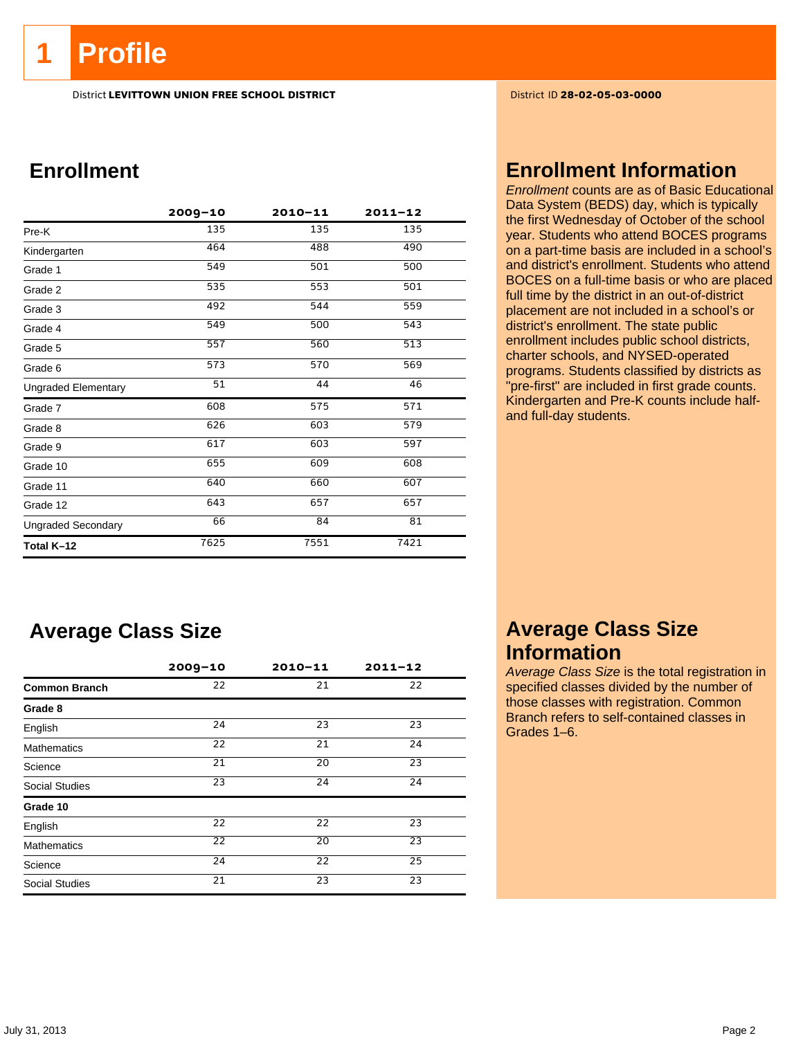# 1 Profile

District **LEVITTOWN UNION FREE SCHOOL DISTRICT**

District ID **28-02-05-03-0000**

## Enrollment

| | 2009–10 | 2010–11 | 2011–12 |
|---|---|---|---|
| Pre-K | 135 | 135 | 135 |
| Kindergarten | 464 | 488 | 490 |
| Grade 1 | 549 | 501 | 500 |
| Grade 2 | 535 | 553 | 501 |
| Grade 3 | 492 | 544 | 559 |
| Grade 4 | 549 | 500 | 543 |
| Grade 5 | 557 | 560 | 513 |
| Grade 6 | 573 | 570 | 569 |
| Ungraded Elementary | 51 | 44 | 46 |
| Grade 7 | 608 | 575 | 571 |
| Grade 8 | 626 | 603 | 579 |
| Grade 9 | 617 | 603 | 597 |
| Grade 10 | 655 | 609 | 608 |
| Grade 11 | 640 | 660 | 607 |
| Grade 12 | 643 | 657 | 657 |
| Ungraded Secondary | 66 | 84 | 81 |
| **Total K–12** | 7625 | 7551 | 7421 |

## Enrollment Information

*Enrollment* counts are as of Basic Educational Data System (BEDS) day, which is typically the first Wednesday of October of the school year. Students who attend BOCES programs on a part-time basis are included in a school's and district's enrollment. Students who attend BOCES on a full-time basis or who are placed full time by the district in an out-of-district placement are not included in a school's or district's enrollment. The state public enrollment includes public school districts, charter schools, and NYSED-operated programs. Students classified by districts as "pre-first" are included in first grade counts. Kindergarten and Pre-K counts include half- and full-day students.

## Average Class Size

| | 2009–10 | 2010–11 | 2011–12 |
|---|---|---|---|
| **Common Branch** | 22 | 21 | 22 |
| **Grade 8** | | | |
| English | 24 | 23 | 23 |
| Mathematics | 22 | 21 | 24 |
| Science | 21 | 20 | 23 |
| Social Studies | 23 | 24 | 24 |
| **Grade 10** | | | |
| English | 22 | 22 | 23 |
| Mathematics | 22 | 20 | 23 |
| Science | 24 | 22 | 25 |
| Social Studies | 21 | 23 | 23 |

## Average Class Size Information

*Average Class Size* is the total registration in specified classes divided by the number of those classes with registration. Common Branch refers to self-contained classes in Grades 1–6.

July 31, 2013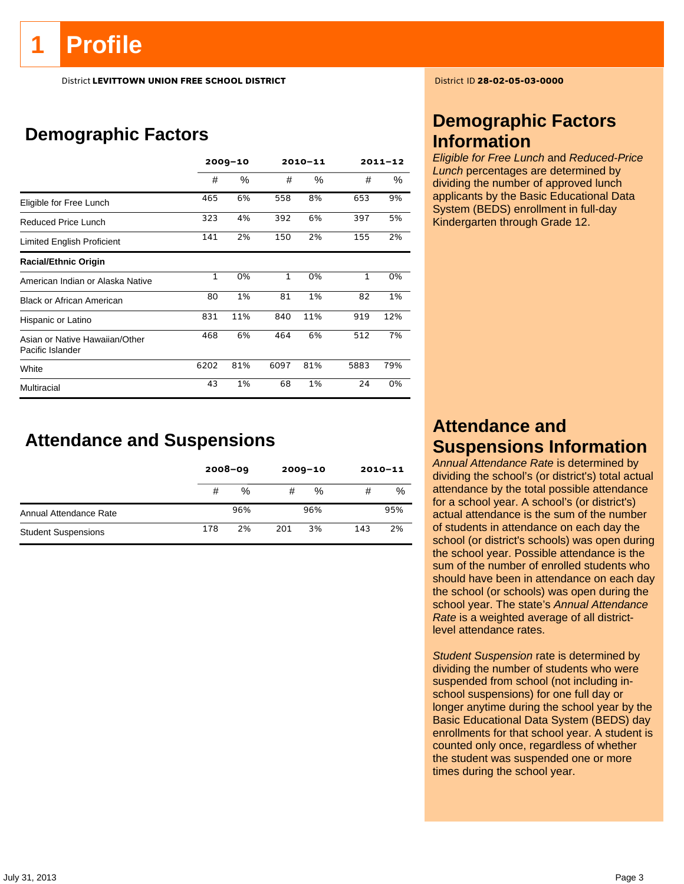# 1 Profile

District **LEVITTOWN UNION FREE SCHOOL DISTRICT**

District ID **28-02-05-03-0000**

## Demographic Factors

| | 2009–10 | | 2010–11 | | 2011–12 | |
|---|---|---|---|---|---|---|
| | # | % | # | % | # | % |
| Eligible for Free Lunch | 465 | 6% | 558 | 8% | 653 | 9% |
| Reduced Price Lunch | 323 | 4% | 392 | 6% | 397 | 5% |
| Limited English Proficient | 141 | 2% | 150 | 2% | 155 | 2% |
| **Racial/Ethnic Origin** | | | | | | |
| American Indian or Alaska Native | 1 | 0% | 1 | 0% | 1 | 0% |
| Black or African American | 80 | 1% | 81 | 1% | 82 | 1% |
| Hispanic or Latino | 831 | 11% | 840 | 11% | 919 | 12% |
| Asian or Native Hawaiian/Other Pacific Islander | 468 | 6% | 464 | 6% | 512 | 7% |
| White | 6202 | 81% | 6097 | 81% | 5883 | 79% |
| Multiracial | 43 | 1% | 68 | 1% | 24 | 0% |

## Demographic Factors Information

*Eligible for Free Lunch* and *Reduced-Price Lunch* percentages are determined by dividing the number of approved lunch applicants by the Basic Educational Data System (BEDS) enrollment in full-day Kindergarten through Grade 12.

## Attendance and Suspensions

| | 2008–09 | | 2009–10 | | 2010–11 | |
|---|---|---|---|---|---|---|
| | # | % | # | % | # | % |
| Annual Attendance Rate | | 96% | | 96% | | 95% |
| Student Suspensions | 178 | 2% | 201 | 3% | 143 | 2% |

## Attendance and Suspensions Information

*Annual Attendance Rate* is determined by dividing the school's (or district's) total actual attendance by the total possible attendance for a school year. A school's (or district's) actual attendance is the sum of the number of students in attendance on each day the school (or district's schools) was open during the school year. Possible attendance is the sum of the number of enrolled students who should have been in attendance on each day the school (or schools) was open during the school year. The state's *Annual Attendance Rate* is a weighted average of all district-level attendance rates.

*Student Suspension* rate is determined by dividing the number of students who were suspended from school (not including in-school suspensions) for one full day or longer anytime during the school year by the Basic Educational Data System (BEDS) day enrollments for that school year. A student is counted only once, regardless of whether the student was suspended one or more times during the school year.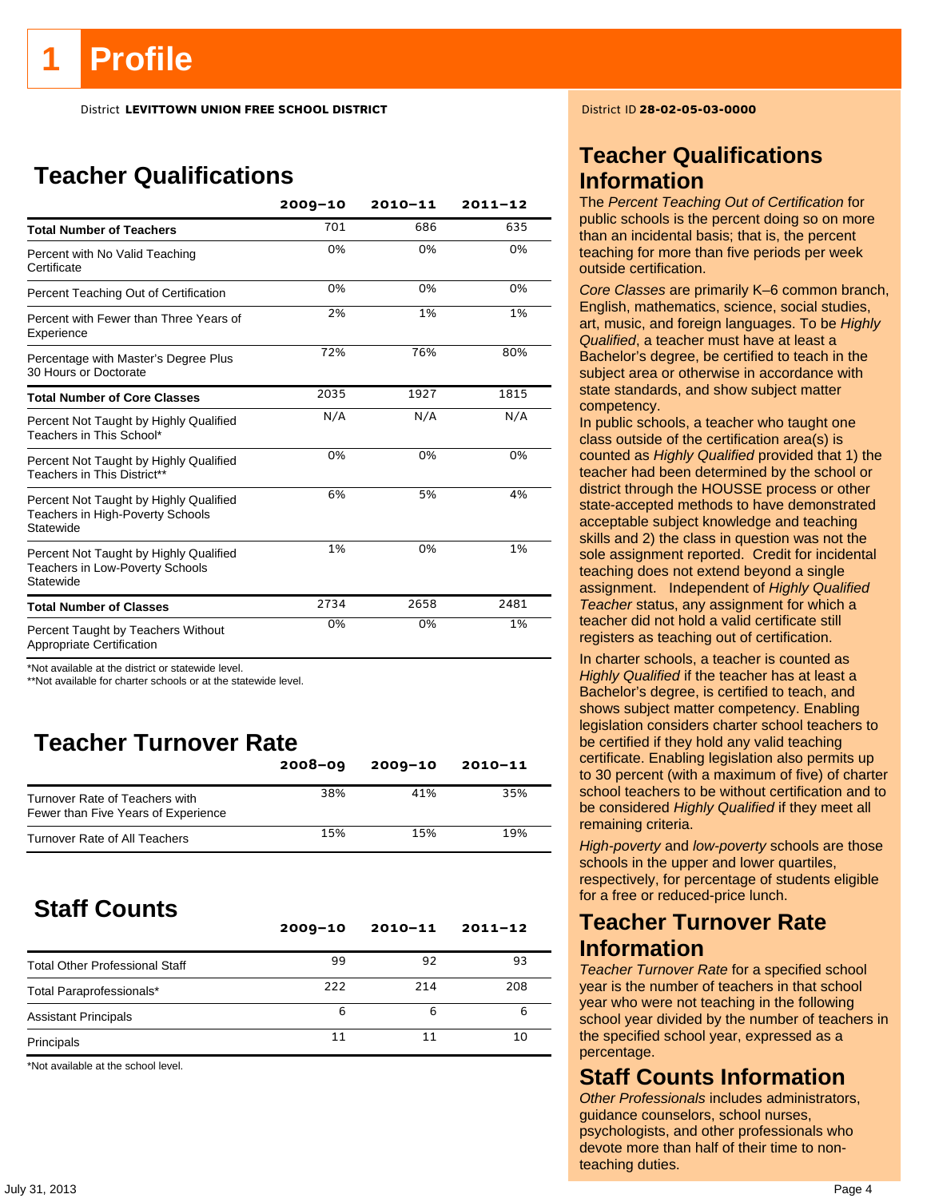# 1 Profile

District **LEVITTOWN UNION FREE SCHOOL DISTRICT**

District ID **28-02-05-03-0000**

## Teacher Qualifications

| | 2009–10 | 2010–11 | 2011–12 |
|---|---|---|---|
| **Total Number of Teachers** | 701 | 686 | 635 |
| Percent with No Valid Teaching Certificate | 0% | 0% | 0% |
| Percent Teaching Out of Certification | 0% | 0% | 0% |
| Percent with Fewer than Three Years of Experience | 2% | 1% | 1% |
| Percentage with Master's Degree Plus 30 Hours or Doctorate | 72% | 76% | 80% |
| **Total Number of Core Classes** | 2035 | 1927 | 1815 |
| Percent Not Taught by Highly Qualified Teachers in This School* | N/A | N/A | N/A |
| Percent Not Taught by Highly Qualified Teachers in This District** | 0% | 0% | 0% |
| Percent Not Taught by Highly Qualified Teachers in High-Poverty Schools Statewide | 6% | 5% | 4% |
| Percent Not Taught by Highly Qualified Teachers in Low-Poverty Schools Statewide | 1% | 0% | 1% |
| **Total Number of Classes** | 2734 | 2658 | 2481 |
| Percent Taught by Teachers Without Appropriate Certification | 0% | 0% | 1% |

*Not available at the district or statewide level.
**Not available for charter schools or at the statewide level.

## Teacher Turnover Rate

| | 2008–09 | 2009–10 | 2010–11 |
|---|---|---|---|
| Turnover Rate of Teachers with Fewer than Five Years of Experience | 38% | 41% | 35% |
| Turnover Rate of All Teachers | 15% | 15% | 19% |

## Staff Counts

| | 2009–10 | 2010–11 | 2011–12 |
|---|---|---|---|
| Total Other Professional Staff | 99 | 92 | 93 |
| Total Paraprofessionals* | 222 | 214 | 208 |
| Assistant Principals | 6 | 6 | 6 |
| Principals | 11 | 11 | 10 |

*Not available at the school level.

## Teacher Qualifications Information

The *Percent Teaching Out of Certification* for public schools is the percent doing so on more than an incidental basis; that is, the percent teaching for more than five periods per week outside certification.

*Core Classes* are primarily K–6 common branch, English, mathematics, science, social studies, art, music, and foreign languages. To be *Highly Qualified*, a teacher must have at least a Bachelor's degree, be certified to teach in the subject area or otherwise in accordance with state standards, and show subject matter competency.

In public schools, a teacher who taught one class outside of the certification area(s) is counted as *Highly Qualified* provided that 1) the teacher had been determined by the school or district through the HOUSSE process or other state-accepted methods to have demonstrated acceptable subject knowledge and teaching skills and 2) the class in question was not the sole assignment reported. Credit for incidental teaching does not extend beyond a single assignment. Independent of *Highly Qualified Teacher* status, any assignment for which a teacher did not hold a valid certificate still registers as teaching out of certification.

In charter schools, a teacher is counted as *Highly Qualified* if the teacher has at least a Bachelor's degree, is certified to teach, and shows subject matter competency. Enabling legislation considers charter school teachers to be certified if they hold any valid teaching certificate. Enabling legislation also permits up to 30 percent (with a maximum of five) of charter school teachers to be without certification and to be considered *Highly Qualified* if they meet all remaining criteria.

*High-poverty* and *low-poverty* schools are those schools in the upper and lower quartiles, respectively, for percentage of students eligible for a free or reduced-price lunch.

## Teacher Turnover Rate Information

*Teacher Turnover Rate* for a specified school year is the number of teachers in that school year who were not teaching in the following school year divided by the number of teachers in the specified school year, expressed as a percentage.

## Staff Counts Information

*Other Professionals* includes administrators, guidance counselors, school nurses, psychologists, and other professionals who devote more than half of their time to non-teaching duties.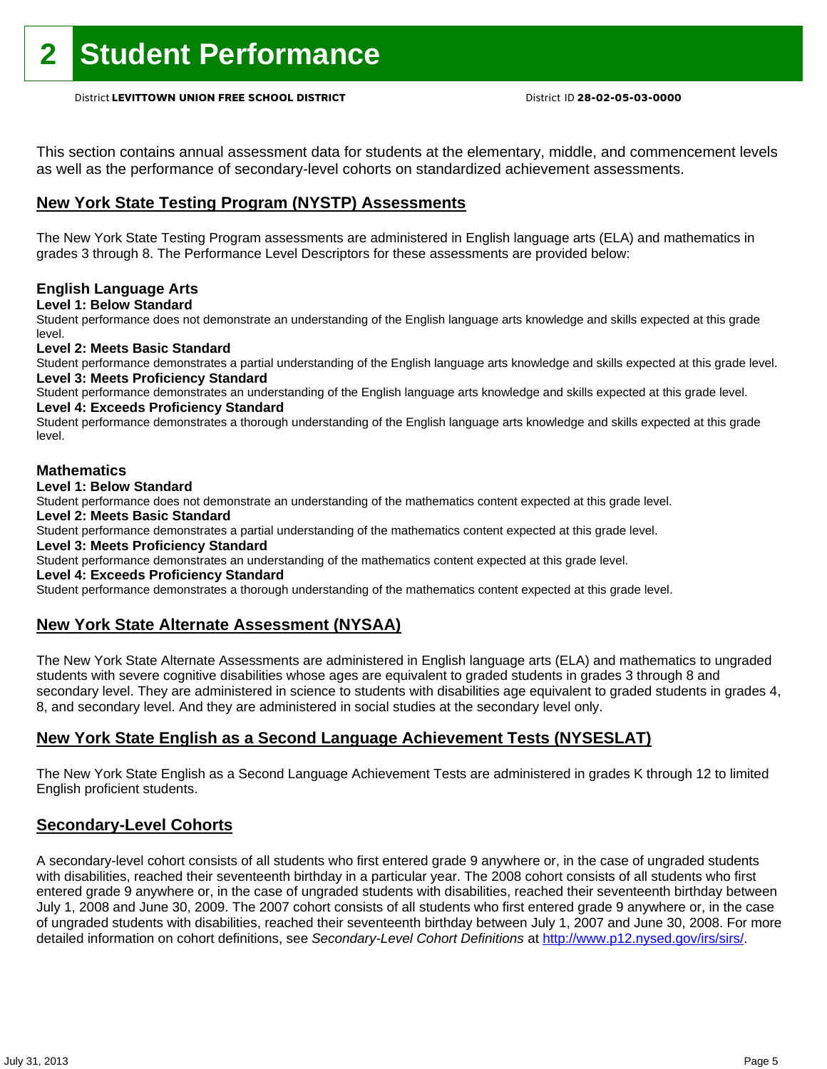# 2 Student Performance

District **LEVITTOWN UNION FREE SCHOOL DISTRICT** District ID **28-02-05-03-0000**

This section contains annual assessment data for students at the elementary, middle, and commencement levels as well as the performance of secondary-level cohorts on standardized achievement assessments.

## New York State Testing Program (NYSTP) Assessments

The New York State Testing Program assessments are administered in English language arts (ELA) and mathematics in grades 3 through 8. The Performance Level Descriptors for these assessments are provided below:

### English Language Arts

**Level 1: Below Standard**
Student performance does not demonstrate an understanding of the English language arts knowledge and skills expected at this grade level.

**Level 2: Meets Basic Standard**
Student performance demonstrates a partial understanding of the English language arts knowledge and skills expected at this grade level.

**Level 3: Meets Proficiency Standard**
Student performance demonstrates an understanding of the English language arts knowledge and skills expected at this grade level.

**Level 4: Exceeds Proficiency Standard**
Student performance demonstrates a thorough understanding of the English language arts knowledge and skills expected at this grade level.

### Mathematics

**Level 1: Below Standard**
Student performance does not demonstrate an understanding of the mathematics content expected at this grade level.

**Level 2: Meets Basic Standard**
Student performance demonstrates a partial understanding of the mathematics content expected at this grade level.

**Level 3: Meets Proficiency Standard**
Student performance demonstrates an understanding of the mathematics content expected at this grade level.

**Level 4: Exceeds Proficiency Standard**
Student performance demonstrates a thorough understanding of the mathematics content expected at this grade level.

## New York State Alternate Assessment (NYSAA)

The New York State Alternate Assessments are administered in English language arts (ELA) and mathematics to ungraded students with severe cognitive disabilities whose ages are equivalent to graded students in grades 3 through 8 and secondary level. They are administered in science to students with disabilities age equivalent to graded students in grades 4, 8, and secondary level. And they are administered in social studies at the secondary level only.

## New York State English as a Second Language Achievement Tests (NYSESLAT)

The New York State English as a Second Language Achievement Tests are administered in grades K through 12 to limited English proficient students.

## Secondary-Level Cohorts

A secondary-level cohort consists of all students who first entered grade 9 anywhere or, in the case of ungraded students with disabilities, reached their seventeenth birthday in a particular year. The 2008 cohort consists of all students who first entered grade 9 anywhere or, in the case of ungraded students with disabilities, reached their seventeenth birthday between July 1, 2008 and June 30, 2009. The 2007 cohort consists of all students who first entered grade 9 anywhere or, in the case of ungraded students with disabilities, reached their seventeenth birthday between July 1, 2007 and June 30, 2008. For more detailed information on cohort definitions, see *Secondary-Level Cohort Definitions* at http://www.p12.nysed.gov/irs/sirs/.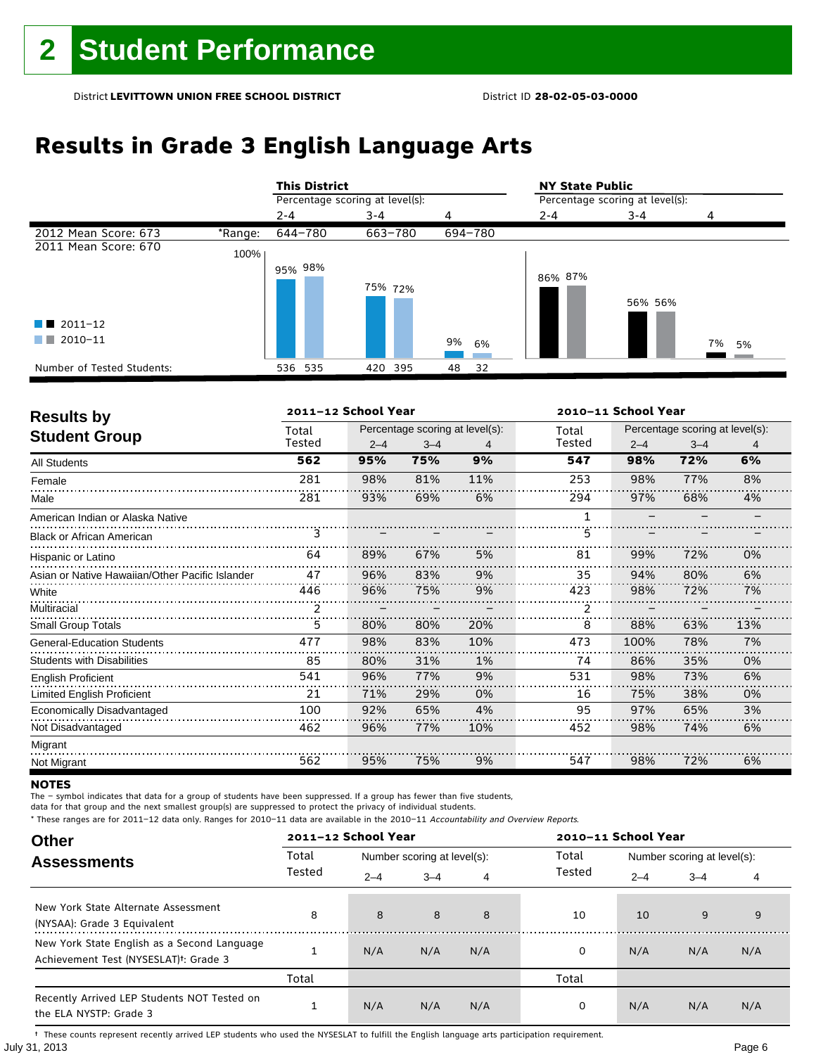# 2 Student Performance

District **LEVITTOWN UNION FREE SCHOOL DISTRICT** District ID **28-02-05-03-0000**

## Results in Grade 3 English Language Arts

This District
Percentage scoring at level(s):
2-4 3-4 4
NY State Public
Percentage scoring at level(s):
2-4 3-4 4

2012 Mean Score: 673 *Range: 644–780 663–780 694–780
2011 Mean Score: 670

100%

95% 98%
75% 72%
9% 6%
86% 87%
56% 56%
7% 5%

2011–12
2010–11

Number of Tested Students: 536 535 420 395 48 32

| Results by Student Group | 2011–12 School Year | | | | 2010–11 School Year | | | |
|---|---|---|---|---|---|---|---|---|
| | Total Tested | Percentage scoring at level(s): 2–4 | 3–4 | 4 | Total Tested | Percentage scoring at level(s): 2–4 | 3–4 | 4 |
| All Students | **562** | **95%** | **75%** | **9%** | **547** | **98%** | **72%** | **6%** |
| Female | 281 | 98% | 81% | 11% | 253 | 98% | 77% | 8% |
| Male | 281 | 93% | 69% | 6% | 294 | 97% | 68% | 4% |
| American Indian or Alaska Native | | | | | 1 | – | – | – |
| Black or African American | 3 | – | – | – | 5 | – | – | – |
| Hispanic or Latino | 64 | 89% | 67% | 5% | 81 | 99% | 72% | 0% |
| Asian or Native Hawaiian/Other Pacific Islander | 47 | 96% | 83% | 9% | 35 | 94% | 80% | 6% |
| White | 446 | 96% | 75% | 9% | 423 | 98% | 72% | 7% |
| Multiracial | 2 | – | – | – | 2 | – | – | – |
| Small Group Totals | 5 | 80% | 80% | 20% | 8 | 88% | 63% | 13% |
| General-Education Students | 477 | 98% | 83% | 10% | 473 | 100% | 78% | 7% |
| Students with Disabilities | 85 | 80% | 31% | 1% | 74 | 86% | 35% | 0% |
| English Proficient | 541 | 96% | 77% | 9% | 531 | 98% | 73% | 6% |
| Limited English Proficient | 21 | 71% | 29% | 0% | 16 | 75% | 38% | 0% |
| Economically Disadvantaged | 100 | 92% | 65% | 4% | 95 | 97% | 65% | 3% |
| Not Disadvantaged | 462 | 96% | 77% | 10% | 452 | 98% | 74% | 6% |
| Migrant | | | | | | | | |
| Not Migrant | 562 | 95% | 75% | 9% | 547 | 98% | 72% | 6% |

**NOTES**

The – symbol indicates that data for a group of students have been suppressed. If a group has fewer than five students, data for that group and the next smallest group(s) are suppressed to protect the privacy of individual students.

* These ranges are for 2011–12 data only. Ranges for 2010–11 data are available in the 2010–11 *Accountability and Overview Reports*.

| Other Assessments | 2011–12 School Year | | | | 2010–11 School Year | | | |
|---|---|---|---|---|---|---|---|---|
| | Total Tested | Number scoring at level(s): 2–4 | 3–4 | 4 | Total Tested | Number scoring at level(s): 2–4 | 3–4 | 4 |
| New York State Alternate Assessment (NYSAA): Grade 3 Equivalent | 8 | 8 | 8 | 8 | 10 | 10 | 9 | 9 |
| New York State English as a Second Language Achievement Test (NYSESLAT)†: Grade 3 | 1 | N/A | N/A | N/A | 0 | N/A | N/A | N/A |
| | Total | | | | Total | | | |
| Recently Arrived LEP Students NOT Tested on the ELA NYSTP: Grade 3 | 1 | N/A | N/A | N/A | 0 | N/A | N/A | N/A |

† These counts represent recently arrived LEP students who used the NYSESLAT to fulfill the English language arts participation requirement.

July 31, 2013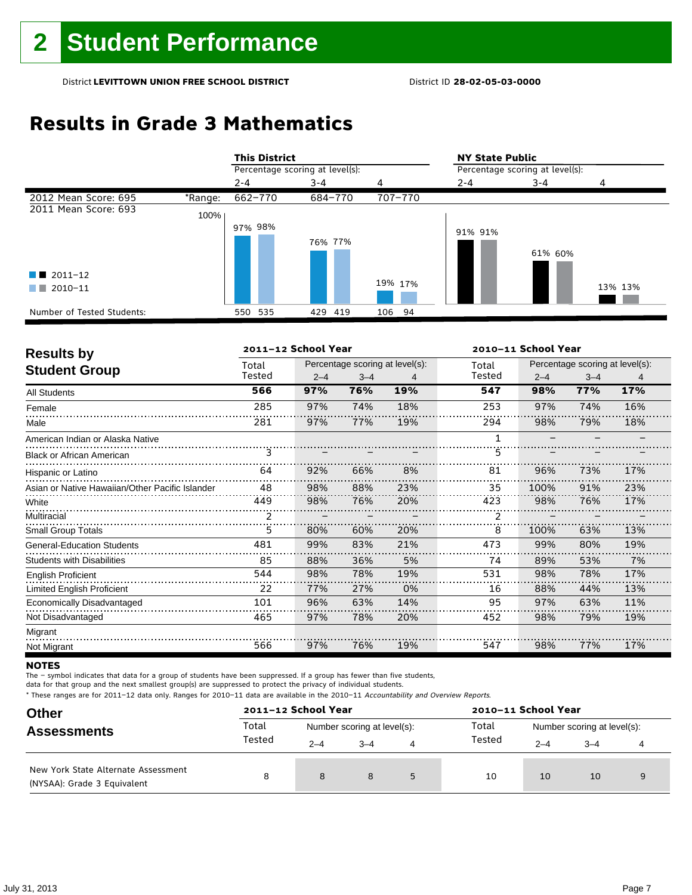# 2 Student Performance

District **LEVITTOWN UNION FREE SCHOOL DISTRICT** District ID **28-02-05-03-0000**

## Results in Grade 3 Mathematics

**This District**
Percentage scoring at level(s):
2-4 3-4 4

**NY State Public**
Percentage scoring at level(s):
2-4 3-4 4

2012 Mean Score: 695 *Range: 662–770 684–770 707–770
2011 Mean Score: 693

100%

97% 98%
76% 77%
19% 17%

91% 91%
61% 60%
13% 13%

2011–12
2010–11

Number of Tested Students: 550 535 429 419 106 94

| Results by Student Group | 2011–12 School Year | | | | 2010–11 School Year | | | |
|---|---|---|---|---|---|---|---|---|
| | Total Tested | Percentage scoring at level(s): 2–4 | 3–4 | 4 | Total Tested | Percentage scoring at level(s): 2–4 | 3–4 | 4 |
| **All Students** | **566** | **97%** | **76%** | **19%** | **547** | **98%** | **77%** | **17%** |
| Female | 285 | 97% | 74% | 18% | 253 | 97% | 74% | 16% |
| Male | 281 | 97% | 77% | 19% | 294 | 98% | 79% | 18% |
| American Indian or Alaska Native | | | | | 1 | – | – | – |
| Black or African American | 3 | – | – | – | 5 | – | – | – |
| Hispanic or Latino | 64 | 92% | 66% | 8% | 81 | 96% | 73% | 17% |
| Asian or Native Hawaiian/Other Pacific Islander | 48 | 98% | 88% | 23% | 35 | 100% | 91% | 23% |
| White | 449 | 98% | 76% | 20% | 423 | 98% | 76% | 17% |
| Multiracial | 2 | – | – | – | 2 | – | – | – |
| Small Group Totals | 5 | 80% | 60% | 20% | 8 | 100% | 63% | 13% |
| General-Education Students | 481 | 99% | 83% | 21% | 473 | 99% | 80% | 19% |
| Students with Disabilities | 85 | 88% | 36% | 5% | 74 | 89% | 53% | 7% |
| English Proficient | 544 | 98% | 78% | 19% | 531 | 98% | 78% | 17% |
| Limited English Proficient | 22 | 77% | 27% | 0% | 16 | 88% | 44% | 13% |
| Economically Disadvantaged | 101 | 96% | 63% | 14% | 95 | 97% | 63% | 11% |
| Not Disadvantaged | 465 | 97% | 78% | 20% | 452 | 98% | 79% | 19% |
| Migrant | | | | | | | | |
| Not Migrant | 566 | 97% | 76% | 19% | 547 | 98% | 77% | 17% |

**NOTES**

The – symbol indicates that data for a group of students have been suppressed. If a group has fewer than five students, data for that group and the next smallest group(s) are suppressed to protect the privacy of individual students.

* These ranges are for 2011–12 data only. Ranges for 2010–11 data are available in the 2010–11 *Accountability and Overview Reports.*

| Other Assessments | 2011–12 School Year | | | | 2010–11 School Year | | | |
|---|---|---|---|---|---|---|---|---|
| | Total Tested | Number scoring at level(s): 2–4 | 3–4 | 4 | Total Tested | Number scoring at level(s): 2–4 | 3–4 | 4 |
| New York State Alternate Assessment (NYSAA): Grade 3 Equivalent | 8 | 8 | 8 | 5 | 10 | 10 | 10 | 9 |

July 31, 2013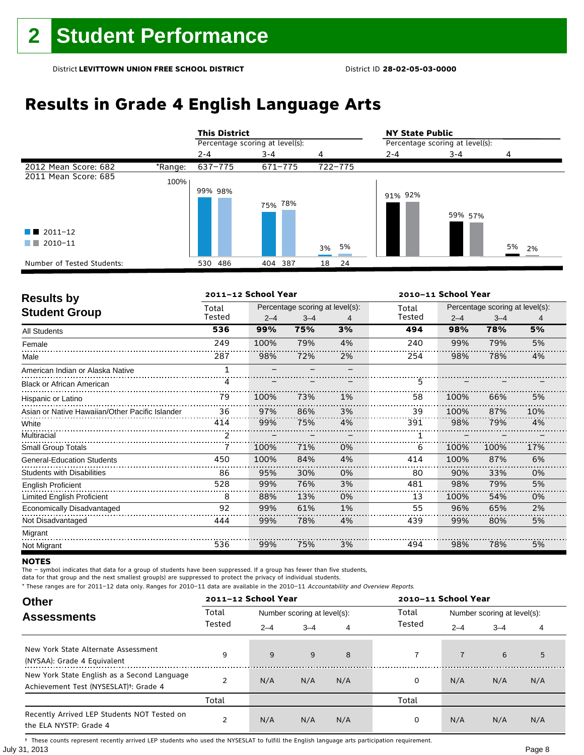# 2 Student Performance

District **LEVITTOWN UNION FREE SCHOOL DISTRICT** District ID **28-02-05-03-0000**

## Results in Grade 4 English Language Arts

| | | This District | | | NY State Public | | |
|---|---|---|---|---|---|---|---|
| | | Percentage scoring at level(s): | | | Percentage scoring at level(s): | | |
| | | 2-4 | 3-4 | 4 | 2-4 | 3-4 | 4 |
| 2012 Mean Score: 682 | *Range: | 637–775 | 671–775 | 722–775 | | | |
| 2011 Mean Score: 685 | | | | | | | |
| 2011–12 | | 99% | 75% | 3% | 91% | 59% | 5% |
| 2010–11 | | 98% | 78% | 5% | 92% | 57% | 2% |
| Number of Tested Students: 2011–12 | | 530 | 404 | 18 | | | |
| Number of Tested Students: 2010–11 | | 486 | 387 | 24 | | | |

## Results by Student Group

| | 2011–12 School Year | | | | 2010–11 School Year | | | |
|---|---|---|---|---|---|---|---|---|
| | Total Tested | Percentage scoring at level(s): 2–4 | 3–4 | 4 | Total Tested | Percentage scoring at level(s): 2–4 | 3–4 | 4 |
| **All Students** | **536** | **99%** | **75%** | **3%** | **494** | **98%** | **78%** | **5%** |
| Female | 249 | 100% | 79% | 4% | 240 | 99% | 79% | 5% |
| Male | 287 | 98% | 72% | 2% | 254 | 98% | 78% | 4% |
| American Indian or Alaska Native | 1 | – | – | – | | | | |
| Black or African American | 4 | – | – | – | 5 | – | – | – |
| Hispanic or Latino | 79 | 100% | 73% | 1% | 58 | 100% | 66% | 5% |
| Asian or Native Hawaiian/Other Pacific Islander | 36 | 97% | 86% | 3% | 39 | 100% | 87% | 10% |
| White | 414 | 99% | 75% | 4% | 391 | 98% | 79% | 4% |
| Multiracial | 2 | – | – | – | 1 | – | – | – |
| Small Group Totals | 7 | 100% | 71% | 0% | 6 | 100% | 100% | 17% |
| General-Education Students | 450 | 100% | 84% | 4% | 414 | 100% | 87% | 6% |
| Students with Disabilities | 86 | 95% | 30% | 0% | 80 | 90% | 33% | 0% |
| English Proficient | 528 | 99% | 76% | 3% | 481 | 98% | 79% | 5% |
| Limited English Proficient | 8 | 88% | 13% | 0% | 13 | 100% | 54% | 0% |
| Economically Disadvantaged | 92 | 99% | 61% | 1% | 55 | 96% | 65% | 2% |
| Not Disadvantaged | 444 | 99% | 78% | 4% | 439 | 99% | 80% | 5% |
| Migrant | | | | | | | | |
| Not Migrant | 536 | 99% | 75% | 3% | 494 | 98% | 78% | 5% |

**NOTES**

The – symbol indicates that data for a group of students have been suppressed. If a group has fewer than five students, data for that group and the next smallest group(s) are suppressed to protect the privacy of individual students.

* These ranges are for 2011–12 data only. Ranges for 2010–11 data are available in the 2010–11 *Accountability and Overview Reports.*

## Other Assessments

| | 2011–12 School Year | | | | 2010–11 School Year | | | |
|---|---|---|---|---|---|---|---|---|
| | Total Tested | Number scoring at level(s): 2–4 | 3–4 | 4 | Total Tested | Number scoring at level(s): 2–4 | 3–4 | 4 |
| New York State Alternate Assessment (NYSAA): Grade 4 Equivalent | 9 | 9 | 9 | 8 | 7 | 7 | 6 | 5 |
| New York State English as a Second Language Achievement Test (NYSESLAT)†: Grade 4 | 2 | N/A | N/A | N/A | 0 | N/A | N/A | N/A |
| | Total | | | | Total | | | |
| Recently Arrived LEP Students NOT Tested on the ELA NYSTP: Grade 4 | 2 | N/A | N/A | N/A | 0 | N/A | N/A | N/A |

† These counts represent recently arrived LEP students who used the NYSESLAT to fulfill the English language arts participation requirement.

July 31, 2013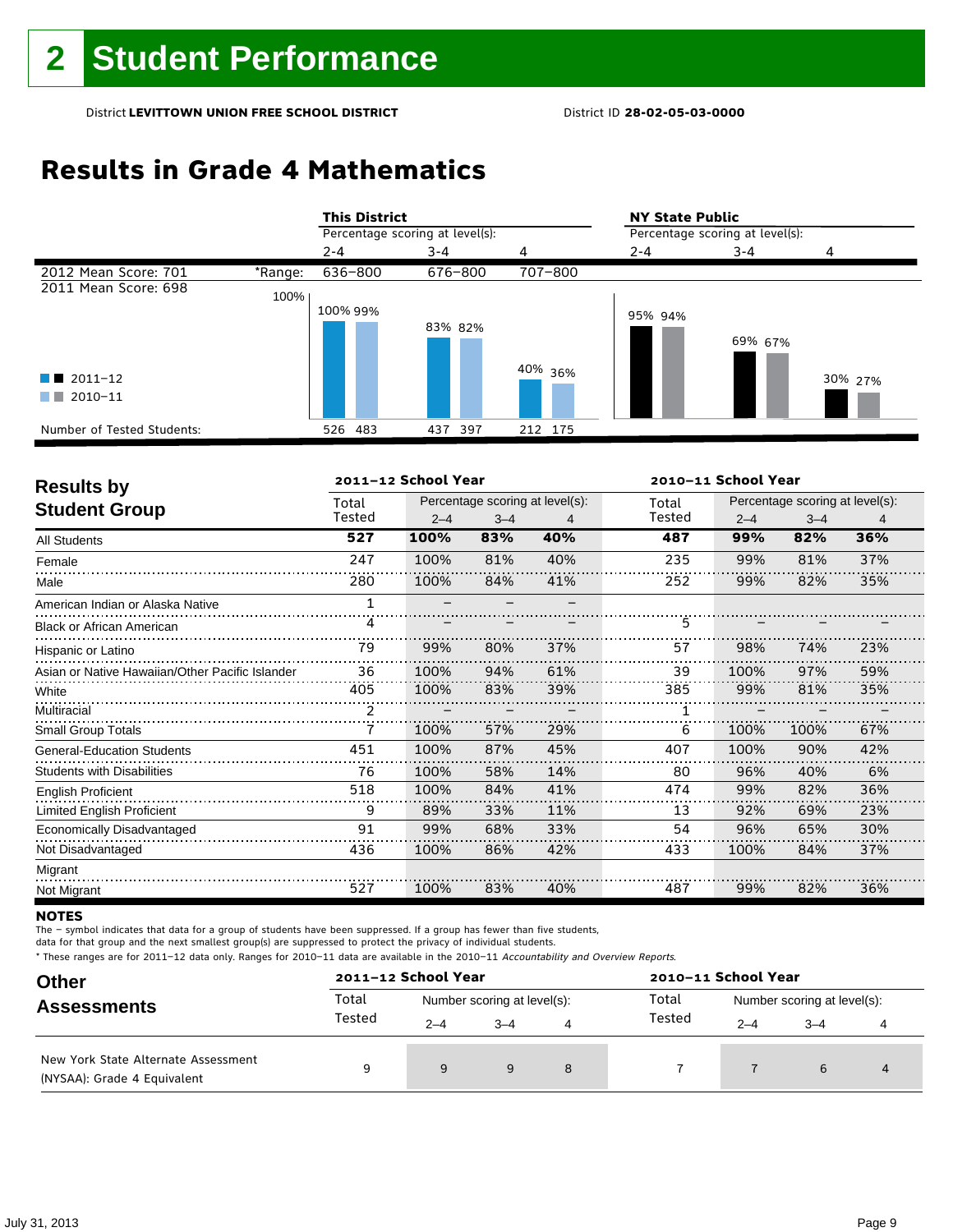# 2 Student Performance

District **LEVITTOWN UNION FREE SCHOOL DISTRICT** District ID **28-02-05-03-0000**

## Results in Grade 4 Mathematics

**This District**
Percentage scoring at level(s):
2-4 3-4 4

**NY State Public**
Percentage scoring at level(s):
2-4 3-4 4

2012 Mean Score: 701 *Range: 636–800 676–800 707–800
2011 Mean Score: 698

100%

100% 99%
83% 82%
40% 36%
95% 94%
69% 67%
30% 27%

2011–12
2010–11

Number of Tested Students: 526 483 437 397 212 175

| Results by Student Group | 2011–12 School Year | | | | 2010–11 School Year | | | |
|---|---|---|---|---|---|---|---|---|
| | Total Tested | Percentage scoring at level(s): 2–4 | 3–4 | 4 | Total Tested | Percentage scoring at level(s): 2–4 | 3–4 | 4 |
| All Students | **527** | **100%** | **83%** | **40%** | **487** | **99%** | **82%** | **36%** |
| Female | 247 | 100% | 81% | 40% | 235 | 99% | 81% | 37% |
| Male | 280 | 100% | 84% | 41% | 252 | 99% | 82% | 35% |
| American Indian or Alaska Native | 1 | – | – | – | | | | |
| Black or African American | 4 | – | – | – | 5 | – | – | – |
| Hispanic or Latino | 79 | 99% | 80% | 37% | 57 | 98% | 74% | 23% |
| Asian or Native Hawaiian/Other Pacific Islander | 36 | 100% | 94% | 61% | 39 | 100% | 97% | 59% |
| White | 405 | 100% | 83% | 39% | 385 | 99% | 81% | 35% |
| Multiracial | 2 | – | – | – | 1 | – | – | – |
| Small Group Totals | 7 | 100% | 57% | 29% | 6 | 100% | 100% | 67% |
| General-Education Students | 451 | 100% | 87% | 45% | 407 | 100% | 90% | 42% |
| Students with Disabilities | 76 | 100% | 58% | 14% | 80 | 96% | 40% | 6% |
| English Proficient | 518 | 100% | 84% | 41% | 474 | 99% | 82% | 36% |
| Limited English Proficient | 9 | 89% | 33% | 11% | 13 | 92% | 69% | 23% |
| Economically Disadvantaged | 91 | 99% | 68% | 33% | 54 | 96% | 65% | 30% |
| Not Disadvantaged | 436 | 100% | 86% | 42% | 433 | 100% | 84% | 37% |
| Migrant | | | | | | | | |
| Not Migrant | 527 | 100% | 83% | 40% | 487 | 99% | 82% | 36% |

**NOTES**
The – symbol indicates that data for a group of students have been suppressed. If a group has fewer than five students, data for that group and the next smallest group(s) are suppressed to protect the privacy of individual students.
* These ranges are for 2011–12 data only. Ranges for 2010–11 data are available in the 2010–11 *Accountability and Overview Reports*.

| Other Assessments | 2011–12 School Year | | | | 2010–11 School Year | | | |
|---|---|---|---|---|---|---|---|---|
| | Total Tested | Number scoring at level(s): 2–4 | 3–4 | 4 | Total Tested | Number scoring at level(s): 2–4 | 3–4 | 4 |
| New York State Alternate Assessment (NYSAA): Grade 4 Equivalent | 9 | 9 | 9 | 8 | 7 | 7 | 6 | 4 |

July 31, 2013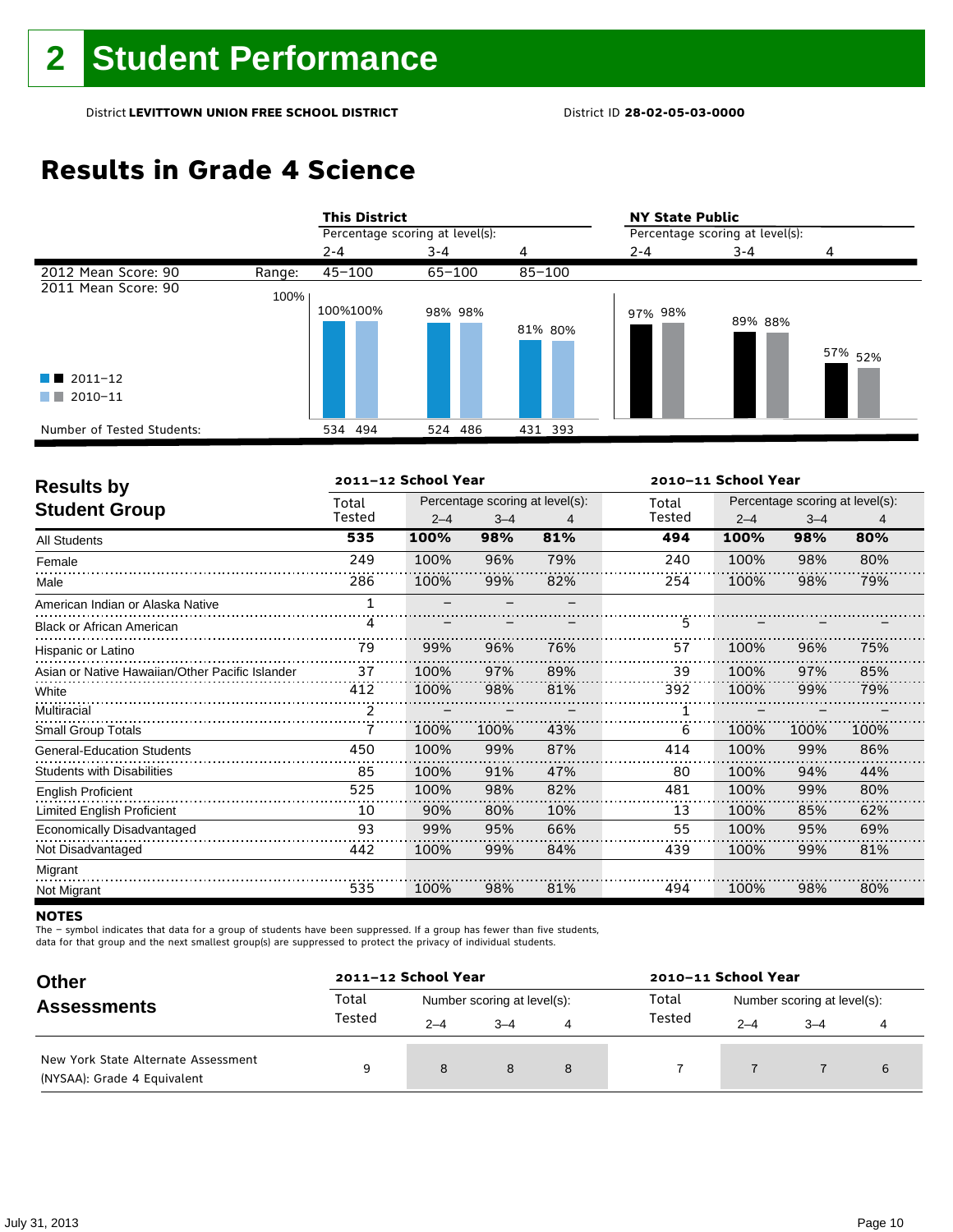# 2 Student Performance

District **LEVITTOWN UNION FREE SCHOOL DISTRICT** District ID **28-02-05-03-0000**

## Results in Grade 4 Science

**This District**
Percentage scoring at level(s):
2-4 3-4 4

**NY State Public**
Percentage scoring at level(s):
2-4 3-4 4

2012 Mean Score: 90 Range: 45–100 65–100 85–100
2011 Mean Score: 90

100%

100% 100% 98% 98% 81% 80%

97% 98% 89% 88% 57% 52%

2011–12
2010–11

Number of Tested Students: 534 494 524 486 431 393

| Results by Student Group | 2011–12 School Year | | | | 2010–11 School Year | | | |
|---|---|---|---|---|---|---|---|---|
| | Total Tested | Percentage scoring at level(s): 2–4 | 3–4 | 4 | Total Tested | Percentage scoring at level(s): 2–4 | 3–4 | 4 |
| All Students | **535** | **100%** | **98%** | **81%** | **494** | **100%** | **98%** | **80%** |
| Female | 249 | 100% | 96% | 79% | 240 | 100% | 98% | 80% |
| Male | 286 | 100% | 99% | 82% | 254 | 100% | 98% | 79% |
| American Indian or Alaska Native | 1 | – | – | – | | | | |
| Black or African American | 4 | – | – | – | 5 | – | – | – |
| Hispanic or Latino | 79 | 99% | 96% | 76% | 57 | 100% | 96% | 75% |
| Asian or Native Hawaiian/Other Pacific Islander | 37 | 100% | 97% | 89% | 39 | 100% | 97% | 85% |
| White | 412 | 100% | 98% | 81% | 392 | 100% | 99% | 79% |
| Multiracial | 2 | – | – | – | 1 | – | – | – |
| Small Group Totals | 7 | 100% | 100% | 43% | 6 | 100% | 100% | 100% |
| General-Education Students | 450 | 100% | 99% | 87% | 414 | 100% | 99% | 86% |
| Students with Disabilities | 85 | 100% | 91% | 47% | 80 | 100% | 94% | 44% |
| English Proficient | 525 | 100% | 98% | 82% | 481 | 100% | 99% | 80% |
| Limited English Proficient | 10 | 90% | 80% | 10% | 13 | 100% | 85% | 62% |
| Economically Disadvantaged | 93 | 99% | 95% | 66% | 55 | 100% | 95% | 69% |
| Not Disadvantaged | 442 | 100% | 99% | 84% | 439 | 100% | 99% | 81% |
| Migrant | | | | | | | | |
| Not Migrant | 535 | 100% | 98% | 81% | 494 | 100% | 98% | 80% |

**NOTES**
The – symbol indicates that data for a group of students have been suppressed. If a group has fewer than five students, data for that group and the next smallest group(s) are suppressed to protect the privacy of individual students.

| Other Assessments | 2011–12 School Year | | | | 2010–11 School Year | | | |
|---|---|---|---|---|---|---|---|---|
| | Total Tested | Number scoring at level(s): 2–4 | 3–4 | 4 | Total Tested | Number scoring at level(s): 2–4 | 3–4 | 4 |
| New York State Alternate Assessment (NYSAA): Grade 4 Equivalent | 9 | 8 | 8 | 8 | 7 | 7 | 7 | 6 |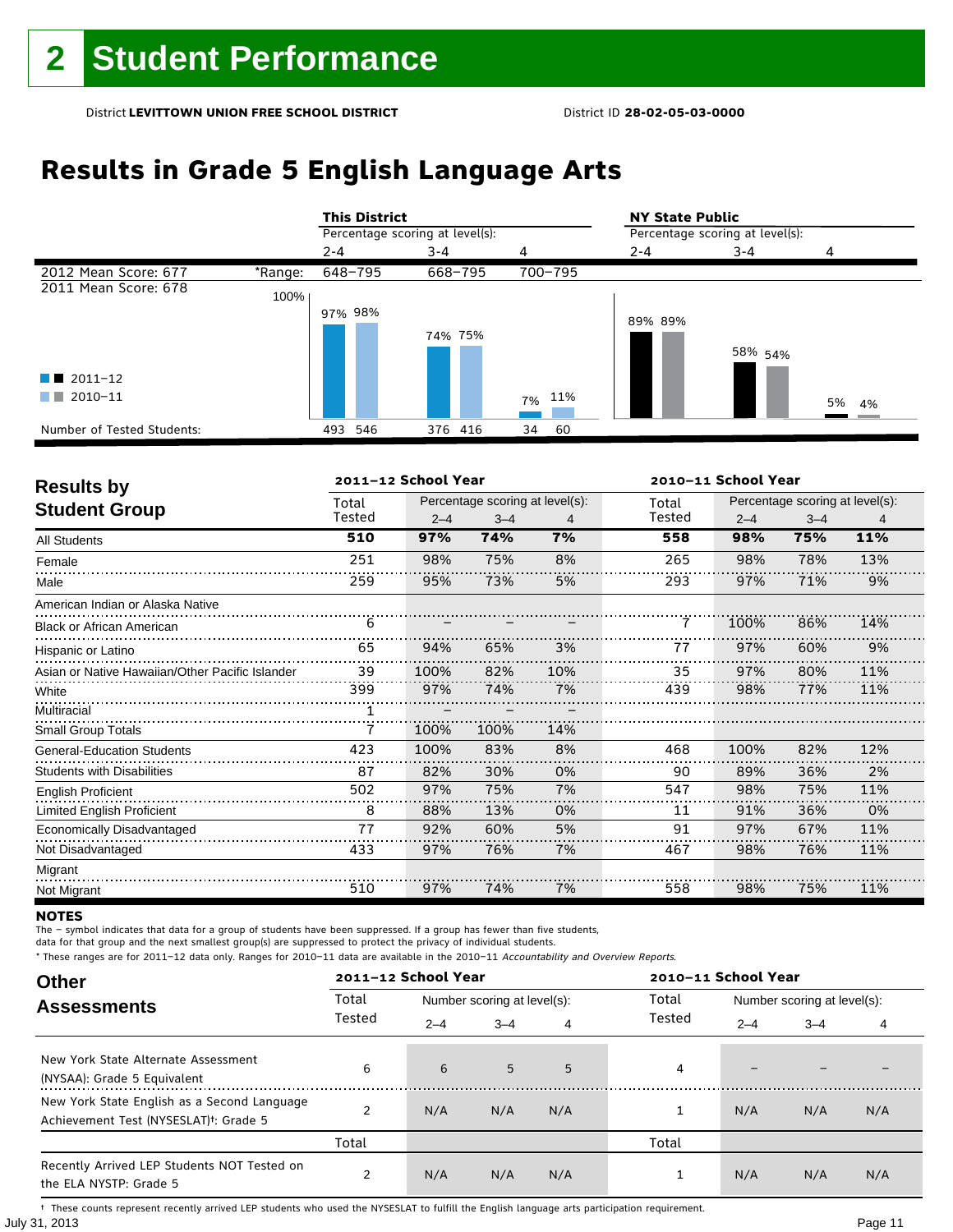# 2 Student Performance

District **LEVITTOWN UNION FREE SCHOOL DISTRICT** District ID **28-02-05-03-0000**

## Results in Grade 5 English Language Arts

**This District**
Percentage scoring at level(s):
2-4 3-4 4

**NY State Public**
Percentage scoring at level(s):
2-4 3-4 4

2012 Mean Score: 677 *Range: 648–795 668–795 700–795
2011 Mean Score: 678

100%

97% 98%
74% 75%
7% 11%

89% 89%
58% 54%
5% 4%

2011–12
2010–11

Number of Tested Students: 493 546 376 416 34 60

## Results by Student Group

| | 2011–12 School Year | | | | 2010–11 School Year | | | |
|---|---|---|---|---|---|---|---|---|
| | Total Tested | Percentage scoring at level(s): 2–4 | 3–4 | 4 | Total Tested | Percentage scoring at level(s): 2–4 | 3–4 | 4 |
| **All Students** | **510** | **97%** | **74%** | **7%** | **558** | **98%** | **75%** | **11%** |
| Female | 251 | 98% | 75% | 8% | 265 | 98% | 78% | 13% |
| Male | 259 | 95% | 73% | 5% | 293 | 97% | 71% | 9% |
| American Indian or Alaska Native | | | | | | | | |
| Black or African American | 6 | – | – | – | 7 | 100% | 86% | 14% |
| Hispanic or Latino | 65 | 94% | 65% | 3% | 77 | 97% | 60% | 9% |
| Asian or Native Hawaiian/Other Pacific Islander | 39 | 100% | 82% | 10% | 35 | 97% | 80% | 11% |
| White | 399 | 97% | 74% | 7% | 439 | 98% | 77% | 11% |
| Multiracial | 1 | – | – | – | | | | |
| Small Group Totals | 7 | 100% | 100% | 14% | | | | |
| General-Education Students | 423 | 100% | 83% | 8% | 468 | 100% | 82% | 12% |
| Students with Disabilities | 87 | 82% | 30% | 0% | 90 | 89% | 36% | 2% |
| English Proficient | 502 | 97% | 75% | 7% | 547 | 98% | 75% | 11% |
| Limited English Proficient | 8 | 88% | 13% | 0% | 11 | 91% | 36% | 0% |
| Economically Disadvantaged | 77 | 92% | 60% | 5% | 91 | 97% | 67% | 11% |
| Not Disadvantaged | 433 | 97% | 76% | 7% | 467 | 98% | 76% | 11% |
| Migrant | | | | | | | | |
| Not Migrant | 510 | 97% | 74% | 7% | 558 | 98% | 75% | 11% |

**NOTES**
The – symbol indicates that data for a group of students have been suppressed. If a group has fewer than five students, data for that group and the next smallest group(s) are suppressed to protect the privacy of individual students.
* These ranges are for 2011–12 data only. Ranges for 2010–11 data are available in the 2010–11 *Accountability and Overview Reports*.

## Other Assessments

| | 2011–12 School Year | | | | 2010–11 School Year | | | |
|---|---|---|---|---|---|---|---|---|
| | Total Tested | Number scoring at level(s): 2–4 | 3–4 | 4 | Total Tested | Number scoring at level(s): 2–4 | 3–4 | 4 |
| New York State Alternate Assessment (NYSAA): Grade 5 Equivalent | 6 | 6 | 5 | 5 | 4 | – | – | – |
| New York State English as a Second Language Achievement Test (NYSESLAT)†: Grade 5 | 2 | N/A | N/A | N/A | 1 | N/A | N/A | N/A |
| | Total | | | | Total | | | |
| Recently Arrived LEP Students NOT Tested on the ELA NYSTP: Grade 5 | 2 | N/A | N/A | N/A | 1 | N/A | N/A | N/A |

† These counts represent recently arrived LEP students who used the NYSESLAT to fulfill the English language arts participation requirement.

July 31, 2013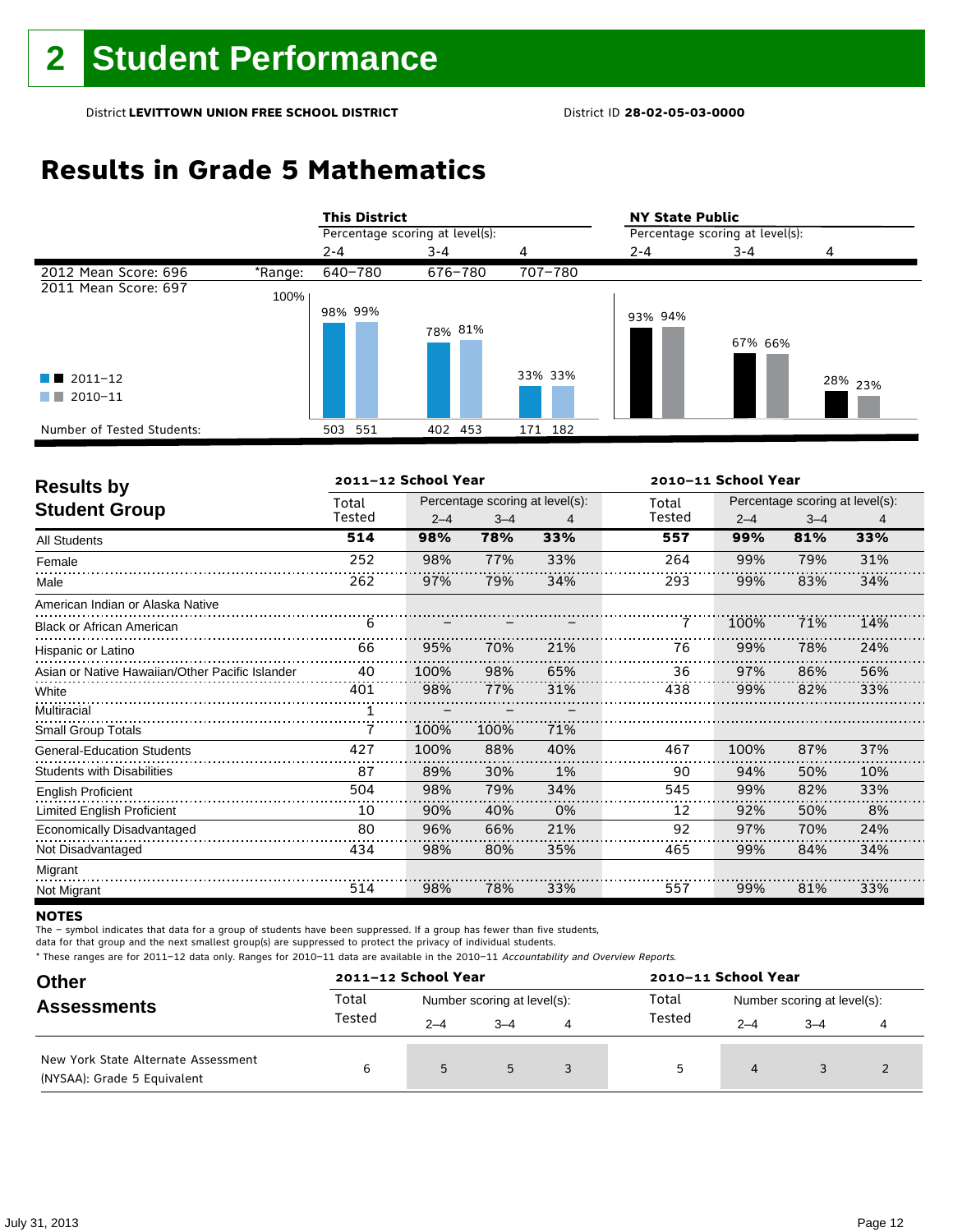# 2 Student Performance

District **LEVITTOWN UNION FREE SCHOOL DISTRICT** District ID **28-02-05-03-0000**

## Results in Grade 5 Mathematics

**This District**
Percentage scoring at level(s):
2-4 3-4 4

**NY State Public**
Percentage scoring at level(s):
2-4 3-4 4

2012 Mean Score: 696 *Range: 640–780 676–780 707–780
2011 Mean Score: 697

100%

98% 99%
78% 81%
33% 33%
93% 94%
67% 66%
28% 23%

2011–12
2010–11

Number of Tested Students: 503 551 402 453 171 182

| Results by Student Group | 2011–12 School Year | | | | 2010–11 School Year | | | |
|---|---|---|---|---|---|---|---|---|
| | Total Tested | Percentage scoring at level(s): 2–4 | 3–4 | 4 | Total Tested | Percentage scoring at level(s): 2–4 | 3–4 | 4 |
| **All Students** | **514** | **98%** | **78%** | **33%** | **557** | **99%** | **81%** | **33%** |
| Female | 252 | 98% | 77% | 33% | 264 | 99% | 79% | 31% |
| Male | 262 | 97% | 79% | 34% | 293 | 99% | 83% | 34% |
| American Indian or Alaska Native | | | | | | | | |
| Black or African American | 6 | – | – | – | 7 | 100% | 71% | 14% |
| Hispanic or Latino | 66 | 95% | 70% | 21% | 76 | 99% | 78% | 24% |
| Asian or Native Hawaiian/Other Pacific Islander | 40 | 100% | 98% | 65% | 36 | 97% | 86% | 56% |
| White | 401 | 98% | 77% | 31% | 438 | 99% | 82% | 33% |
| Multiracial | 1 | – | – | – | | | | |
| Small Group Totals | 7 | 100% | 100% | 71% | | | | |
| General-Education Students | 427 | 100% | 88% | 40% | 467 | 100% | 87% | 37% |
| Students with Disabilities | 87 | 89% | 30% | 1% | 90 | 94% | 50% | 10% |
| English Proficient | 504 | 98% | 79% | 34% | 545 | 99% | 82% | 33% |
| Limited English Proficient | 10 | 90% | 40% | 0% | 12 | 92% | 50% | 8% |
| Economically Disadvantaged | 80 | 96% | 66% | 21% | 92 | 97% | 70% | 24% |
| Not Disadvantaged | 434 | 98% | 80% | 35% | 465 | 99% | 84% | 34% |
| Migrant | | | | | | | | |
| Not Migrant | 514 | 98% | 78% | 33% | 557 | 99% | 81% | 33% |

**NOTES**

The – symbol indicates that data for a group of students have been suppressed. If a group has fewer than five students, data for that group and the next smallest group(s) are suppressed to protect the privacy of individual students.

* These ranges are for 2011–12 data only. Ranges for 2010–11 data are available in the 2010–11 *Accountability and Overview Reports*.

| Other Assessments | 2011–12 School Year | | | | 2010–11 School Year | | | |
|---|---|---|---|---|---|---|---|---|
| | Total Tested | Number scoring at level(s): 2–4 | 3–4 | 4 | Total Tested | Number scoring at level(s): 2–4 | 3–4 | 4 |
| New York State Alternate Assessment (NYSAA): Grade 5 Equivalent | 6 | 5 | 5 | 3 | 5 | 4 | 3 | 2 |

July 31, 2013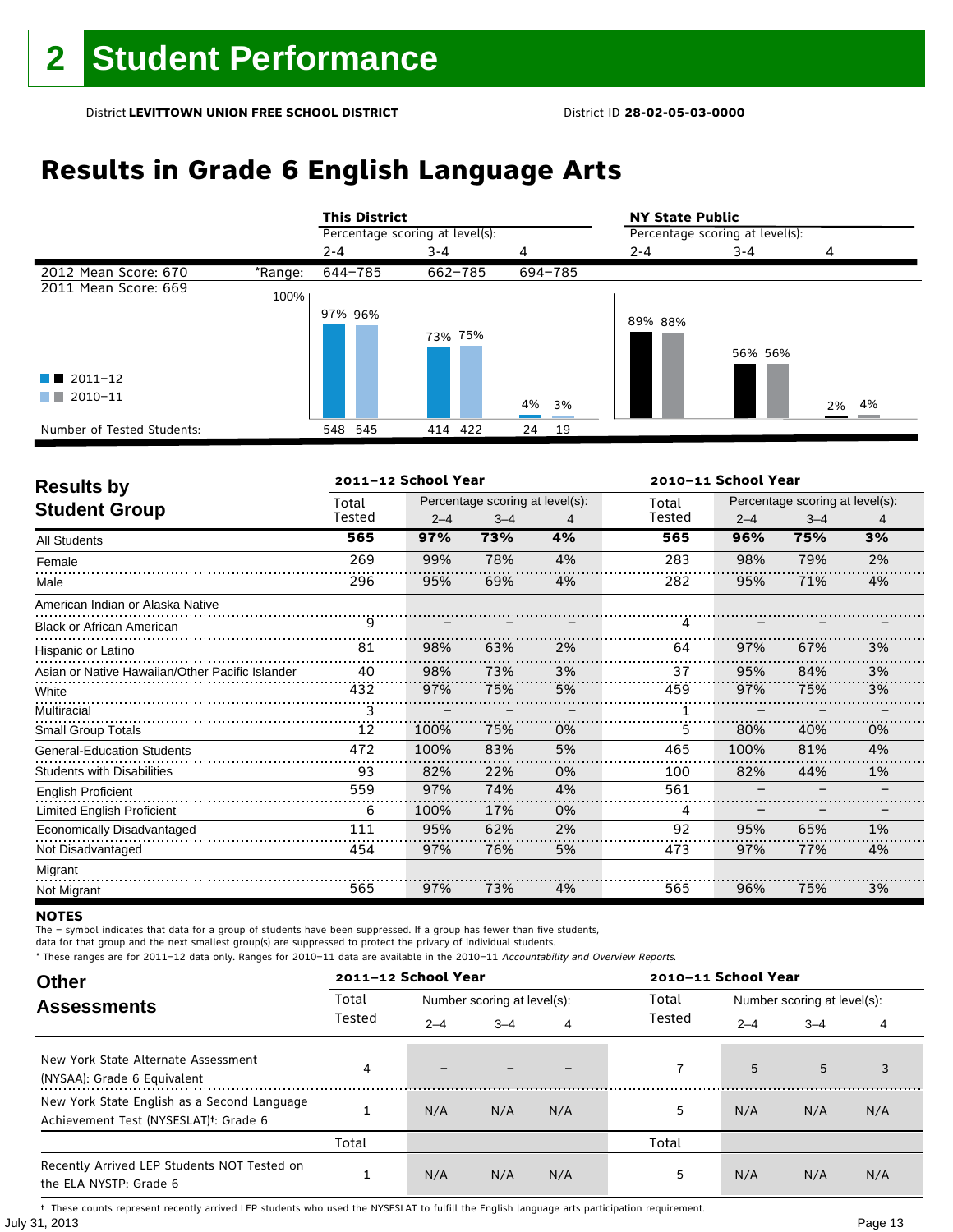# 2 Student Performance

District **LEVITTOWN UNION FREE SCHOOL DISTRICT** District ID **28-02-05-03-0000**

## Results in Grade 6 English Language Arts

**This District**
Percentage scoring at level(s):
2-4 3-4 4

**NY State Public**
Percentage scoring at level(s):
2-4 3-4 4

2012 Mean Score: 670 *Range: 644–785 662–785 694–785
2011 Mean Score: 669

100%

97% 96%
73% 75%
4% 3%
89% 88%
56% 56%
2% 4%

2011–12
2010–11

Number of Tested Students: 548 545 414 422 24 19

| Results by Student Group | 2011–12 School Year | | | | 2010–11 School Year | | | |
|---|---|---|---|---|---|---|---|---|
| | Total Tested | Percentage scoring at level(s): 2–4 | 3–4 | 4 | Total Tested | Percentage scoring at level(s): 2–4 | 3–4 | 4 |
| **All Students** | **565** | **97%** | **73%** | **4%** | **565** | **96%** | **75%** | **3%** |
| Female | 269 | 99% | 78% | 4% | 283 | 98% | 79% | 2% |
| Male | 296 | 95% | 69% | 4% | 282 | 95% | 71% | 4% |
| American Indian or Alaska Native | | | | | | | | |
| Black or African American | 9 | – | – | – | 4 | – | – | – |
| Hispanic or Latino | 81 | 98% | 63% | 2% | 64 | 97% | 67% | 3% |
| Asian or Native Hawaiian/Other Pacific Islander | 40 | 98% | 73% | 3% | 37 | 95% | 84% | 3% |
| White | 432 | 97% | 75% | 5% | 459 | 97% | 75% | 3% |
| Multiracial | 3 | – | – | – | 1 | – | – | – |
| Small Group Totals | 12 | 100% | 75% | 0% | 5 | 80% | 40% | 0% |
| General-Education Students | 472 | 100% | 83% | 5% | 465 | 100% | 81% | 4% |
| Students with Disabilities | 93 | 82% | 22% | 0% | 100 | 82% | 44% | 1% |
| English Proficient | 559 | 97% | 74% | 4% | 561 | – | – | – |
| Limited English Proficient | 6 | 100% | 17% | 0% | 4 | – | – | – |
| Economically Disadvantaged | 111 | 95% | 62% | 2% | 92 | 95% | 65% | 1% |
| Not Disadvantaged | 454 | 97% | 76% | 5% | 473 | 97% | 77% | 4% |
| Migrant | | | | | | | | |
| Not Migrant | 565 | 97% | 73% | 4% | 565 | 96% | 75% | 3% |

**NOTES**

The – symbol indicates that data for a group of students have been suppressed. If a group has fewer than five students, data for that group and the next smallest group(s) are suppressed to protect the privacy of individual students.

* These ranges are for 2011–12 data only. Ranges for 2010–11 data are available in the 2010–11 *Accountability and Overview Reports*.

| Other Assessments | 2011–12 School Year | | | | 2010–11 School Year | | | |
|---|---|---|---|---|---|---|---|---|
| | Total Tested | Number scoring at level(s): 2–4 | 3–4 | 4 | Total Tested | Number scoring at level(s): 2–4 | 3–4 | 4 |
| New York State Alternate Assessment (NYSAA): Grade 6 Equivalent | 4 | – | – | – | 7 | 5 | 5 | 3 |
| New York State English as a Second Language Achievement Test (NYSESLAT)†: Grade 6 | 1 | N/A | N/A | N/A | 5 | N/A | N/A | N/A |
| | Total | | | | Total | | | |
| Recently Arrived LEP Students NOT Tested on the ELA NYSTP: Grade 6 | 1 | N/A | N/A | N/A | 5 | N/A | N/A | N/A |

† These counts represent recently arrived LEP students who used the NYSESLAT to fulfill the English language arts participation requirement.

July 31, 2013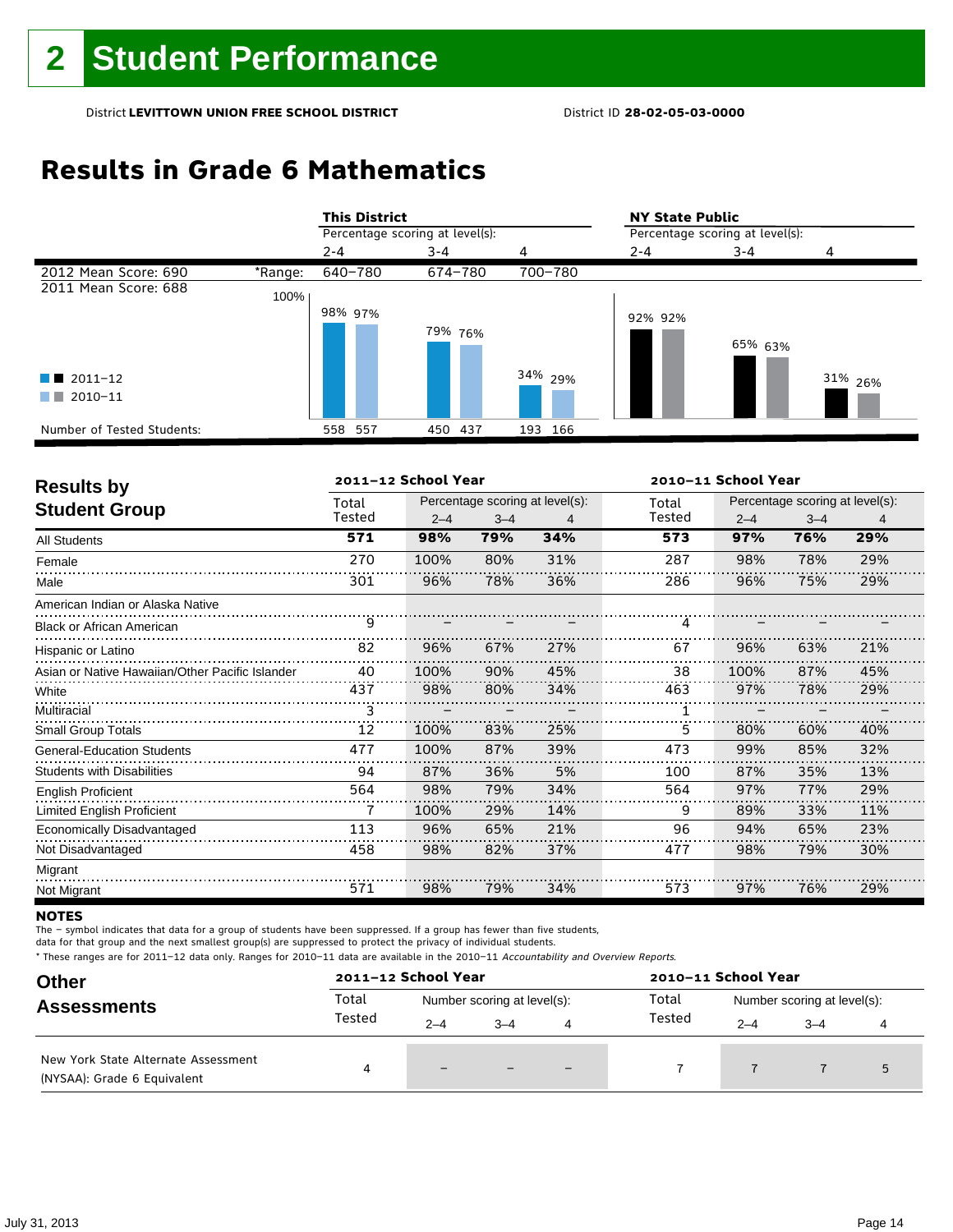# 2 Student Performance

District **LEVITTOWN UNION FREE SCHOOL DISTRICT** District ID **28-02-05-03-0000**

## Results in Grade 6 Mathematics

**This District**
Percentage scoring at level(s):
2-4 3-4 4

**NY State Public**
Percentage scoring at level(s):
2-4 3-4 4

2012 Mean Score: 690 *Range: 640–780 674–780 700–780

2011 Mean Score: 688

100%

98% 97% 79% 76% 34% 29%

92% 92% 65% 63% 31% 26%

2011–12

2010–11

Number of Tested Students: 558 557 450 437 193 166

## Results by Student Group

| Results by Student Group | 2011–12 School Year Total Tested | Percentage scoring at level(s): 2–4 | 3–4 | 4 | 2010–11 School Year Total Tested | Percentage scoring at level(s): 2–4 | 3–4 | 4 |
|---|---|---|---|---|---|---|---|---|
| **All Students** | **571** | **98%** | **79%** | **34%** | **573** | **97%** | **76%** | **29%** |
| Female | 270 | 100% | 80% | 31% | 287 | 98% | 78% | 29% |
| Male | 301 | 96% | 78% | 36% | 286 | 96% | 75% | 29% |
| American Indian or Alaska Native | | | | | | | | |
| Black or African American | 9 | – | – | – | 4 | – | – | – |
| Hispanic or Latino | 82 | 96% | 67% | 27% | 67 | 96% | 63% | 21% |
| Asian or Native Hawaiian/Other Pacific Islander | 40 | 100% | 90% | 45% | 38 | 100% | 87% | 45% |
| White | 437 | 98% | 80% | 34% | 463 | 97% | 78% | 29% |
| Multiracial | 3 | – | – | – | 1 | – | – | – |
| Small Group Totals | 12 | 100% | 83% | 25% | 5 | 80% | 60% | 40% |
| General-Education Students | 477 | 100% | 87% | 39% | 473 | 99% | 85% | 32% |
| Students with Disabilities | 94 | 87% | 36% | 5% | 100 | 87% | 35% | 13% |
| English Proficient | 564 | 98% | 79% | 34% | 564 | 97% | 77% | 29% |
| Limited English Proficient | 7 | 100% | 29% | 14% | 9 | 89% | 33% | 11% |
| Economically Disadvantaged | 113 | 96% | 65% | 21% | 96 | 94% | 65% | 23% |
| Not Disadvantaged | 458 | 98% | 82% | 37% | 477 | 98% | 79% | 30% |
| Migrant | | | | | | | | |
| Not Migrant | 571 | 98% | 79% | 34% | 573 | 97% | 76% | 29% |

**NOTES**

The – symbol indicates that data for a group of students have been suppressed. If a group has fewer than five students, data for that group and the next smallest group(s) are suppressed to protect the privacy of individual students.

\* These ranges are for 2011–12 data only. Ranges for 2010–11 data are available in the 2010–11 *Accountability and Overview Reports.*

## Other Assessments

| Other Assessments | 2011–12 School Year Total Tested | Number scoring at level(s): 2–4 | 3–4 | 4 | 2010–11 School Year Total Tested | Number scoring at level(s): 2–4 | 3–4 | 4 |
|---|---|---|---|---|---|---|---|---|
| New York State Alternate Assessment (NYSAA): Grade 6 Equivalent | 4 | – | – | – | 7 | 7 | 7 | 5 |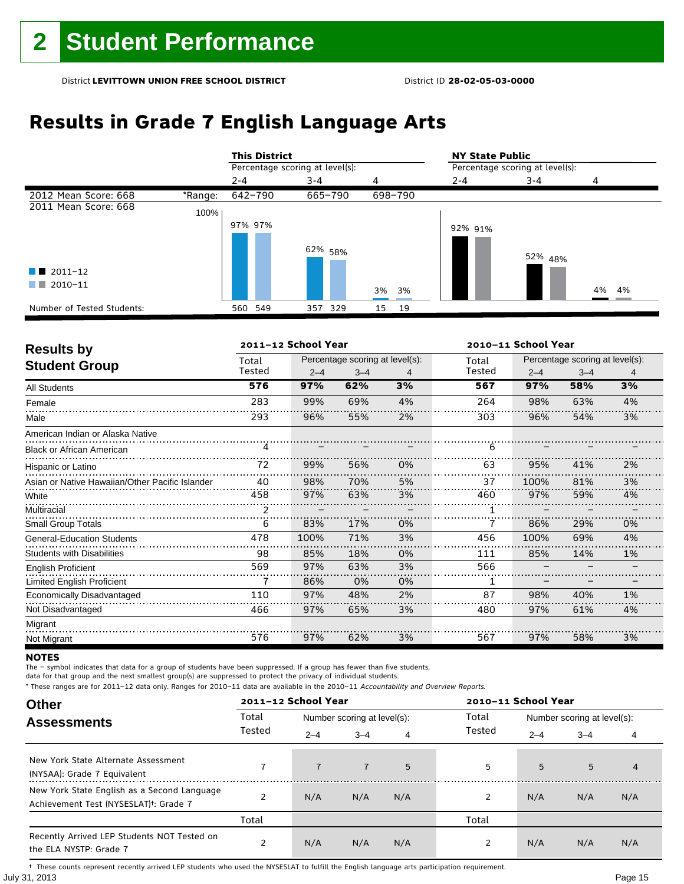# 2 Student Performance

District **LEVITTOWN UNION FREE SCHOOL DISTRICT** District ID **28-02-05-03-0000**

## Results in Grade 7 English Language Arts

**This District**
Percentage scoring at level(s):
2-4 3-4 4

**NY State Public**
Percentage scoring at level(s):
2-4 3-4 4

2012 Mean Score: 668 *Range: 642–790 665–790 698–790
2011 Mean Score: 668

100%

97% 97%
62% 58%
3% 3%

92% 91%
52% 48%
4% 4%

2011–12
2010–11

Number of Tested Students: 560 549 357 329 15 19

| Results by Student Group | 2011–12 School Year | | | | 2010–11 School Year | | | |
|---|---|---|---|---|---|---|---|---|
| | Total Tested | Percentage scoring at level(s): 2–4 | 3–4 | 4 | Total Tested | Percentage scoring at level(s): 2–4 | 3–4 | 4 |
| **All Students** | **576** | **97%** | **62%** | **3%** | **567** | **97%** | **58%** | **3%** |
| Female | 283 | 99% | 69% | 4% | 264 | 98% | 63% | 4% |
| Male | 293 | 96% | 55% | 2% | 303 | 96% | 54% | 3% |
| American Indian or Alaska Native | | | | | | | | |
| Black or African American | 4 | – | – | – | 6 | – | – | – |
| Hispanic or Latino | 72 | 99% | 56% | 0% | 63 | 95% | 41% | 2% |
| Asian or Native Hawaiian/Other Pacific Islander | 40 | 98% | 70% | 5% | 37 | 100% | 81% | 3% |
| White | 458 | 97% | 63% | 3% | 460 | 97% | 59% | 4% |
| Multiracial | 2 | – | – | – | 1 | – | – | – |
| Small Group Totals | 6 | 83% | 17% | 0% | 7 | 86% | 29% | 0% |
| General-Education Students | 478 | 100% | 71% | 3% | 456 | 100% | 69% | 4% |
| Students with Disabilities | 98 | 85% | 18% | 0% | 111 | 85% | 14% | 1% |
| English Proficient | 569 | 97% | 63% | 3% | 566 | – | – | – |
| Limited English Proficient | 7 | 86% | 0% | 0% | 1 | – | – | – |
| Economically Disadvantaged | 110 | 97% | 48% | 2% | 87 | 98% | 40% | 1% |
| Not Disadvantaged | 466 | 97% | 65% | 3% | 480 | 97% | 61% | 4% |
| Migrant | | | | | | | | |
| Not Migrant | 576 | 97% | 62% | 3% | 567 | 97% | 58% | 3% |

**NOTES**

The – symbol indicates that data for a group of students have been suppressed. If a group has fewer than five students, data for that group and the next smallest group(s) are suppressed to protect the privacy of individual students.

\* These ranges are for 2011–12 data only. Ranges for 2010–11 data are available in the 2010–11 *Accountability and Overview Reports*.

| Other Assessments | 2011–12 School Year | | | | 2010–11 School Year | | | |
|---|---|---|---|---|---|---|---|---|
| | Total Tested | Number scoring at level(s): 2–4 | 3–4 | 4 | Total Tested | Number scoring at level(s): 2–4 | 3–4 | 4 |
| New York State Alternate Assessment (NYSAA): Grade 7 Equivalent | 7 | 7 | 7 | 5 | 5 | 5 | 5 | 4 |
| New York State English as a Second Language Achievement Test (NYSESLAT)†: Grade 7 | 2 | N/A | N/A | N/A | 2 | N/A | N/A | N/A |
| | Total | | | | Total | | | |
| Recently Arrived LEP Students NOT Tested on the ELA NYSTP: Grade 7 | 2 | N/A | N/A | N/A | 2 | N/A | N/A | N/A |

† These counts represent recently arrived LEP students who used the NYSESLAT to fulfill the English language arts participation requirement.

July 31, 2013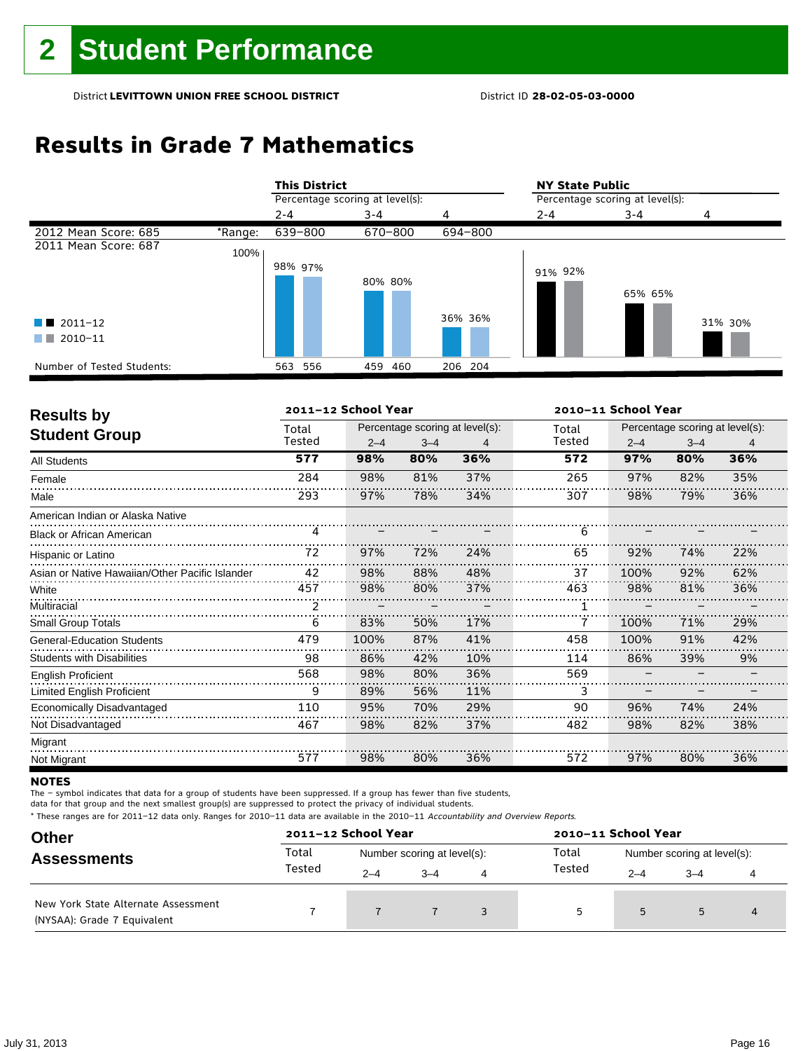# 2 Student Performance

District **LEVITTOWN UNION FREE SCHOOL DISTRICT** District ID **28-02-05-03-0000**

## Results in Grade 7 Mathematics

| | | This District | | | NY State Public | | |
|---|---|---|---|---|---|---|---|
| | | Percentage scoring at level(s): | | | Percentage scoring at level(s): | | |
| | | 2-4 | 3-4 | 4 | 2-4 | 3-4 | 4 |
| 2012 Mean Score: 685 | *Range: | 639–800 | 670–800 | 694–800 | | | |

2011 Mean Score: 687

100%

98% 97%

80% 80%

36% 36%

91% 92%

65% 65%

31% 30%

2011–12

2010–11

Number of Tested Students: 563 556 459 460 206 204

## Results by Student Group

| Results by Student Group | 2011–12 School Year Total Tested | Percentage scoring at level(s): 2–4 | 3–4 | 4 | 2010–11 School Year Total Tested | Percentage scoring at level(s): 2–4 | 3–4 | 4 |
|---|---|---|---|---|---|---|---|---|
| **All Students** | **577** | **98%** | **80%** | **36%** | **572** | **97%** | **80%** | **36%** |
| Female | 284 | 98% | 81% | 37% | 265 | 97% | 82% | 35% |
| Male | 293 | 97% | 78% | 34% | 307 | 98% | 79% | 36% |
| American Indian or Alaska Native | | | | | | | | |
| Black or African American | 4 | – | – | – | 6 | – | – | – |
| Hispanic or Latino | 72 | 97% | 72% | 24% | 65 | 92% | 74% | 22% |
| Asian or Native Hawaiian/Other Pacific Islander | 42 | 98% | 88% | 48% | 37 | 100% | 92% | 62% |
| White | 457 | 98% | 80% | 37% | 463 | 98% | 81% | 36% |
| Multiracial | 2 | – | – | – | 1 | – | – | – |
| Small Group Totals | 6 | 83% | 50% | 17% | 7 | 100% | 71% | 29% |
| General-Education Students | 479 | 100% | 87% | 41% | 458 | 100% | 91% | 42% |
| Students with Disabilities | 98 | 86% | 42% | 10% | 114 | 86% | 39% | 9% |
| English Proficient | 568 | 98% | 80% | 36% | 569 | – | – | – |
| Limited English Proficient | 9 | 89% | 56% | 11% | 3 | – | – | – |
| Economically Disadvantaged | 110 | 95% | 70% | 29% | 90 | 96% | 74% | 24% |
| Not Disadvantaged | 467 | 98% | 82% | 37% | 482 | 98% | 82% | 38% |
| Migrant | | | | | | | | |
| Not Migrant | 577 | 98% | 80% | 36% | 572 | 97% | 80% | 36% |

**NOTES**

The – symbol indicates that data for a group of students have been suppressed. If a group has fewer than five students, data for that group and the next smallest group(s) are suppressed to protect the privacy of individual students.

* These ranges are for 2011–12 data only. Ranges for 2010–11 data are available in the 2010–11 *Accountability and Overview Reports.*

## Other Assessments

| Other Assessments | 2011–12 School Year Total Tested | Number scoring at level(s): 2–4 | 3–4 | 4 | 2010–11 School Year Total Tested | Number scoring at level(s): 2–4 | 3–4 | 4 |
|---|---|---|---|---|---|---|---|---|
| New York State Alternate Assessment (NYSAA): Grade 7 Equivalent | 7 | 7 | 7 | 3 | 5 | 5 | 5 | 4 |

July 31, 2013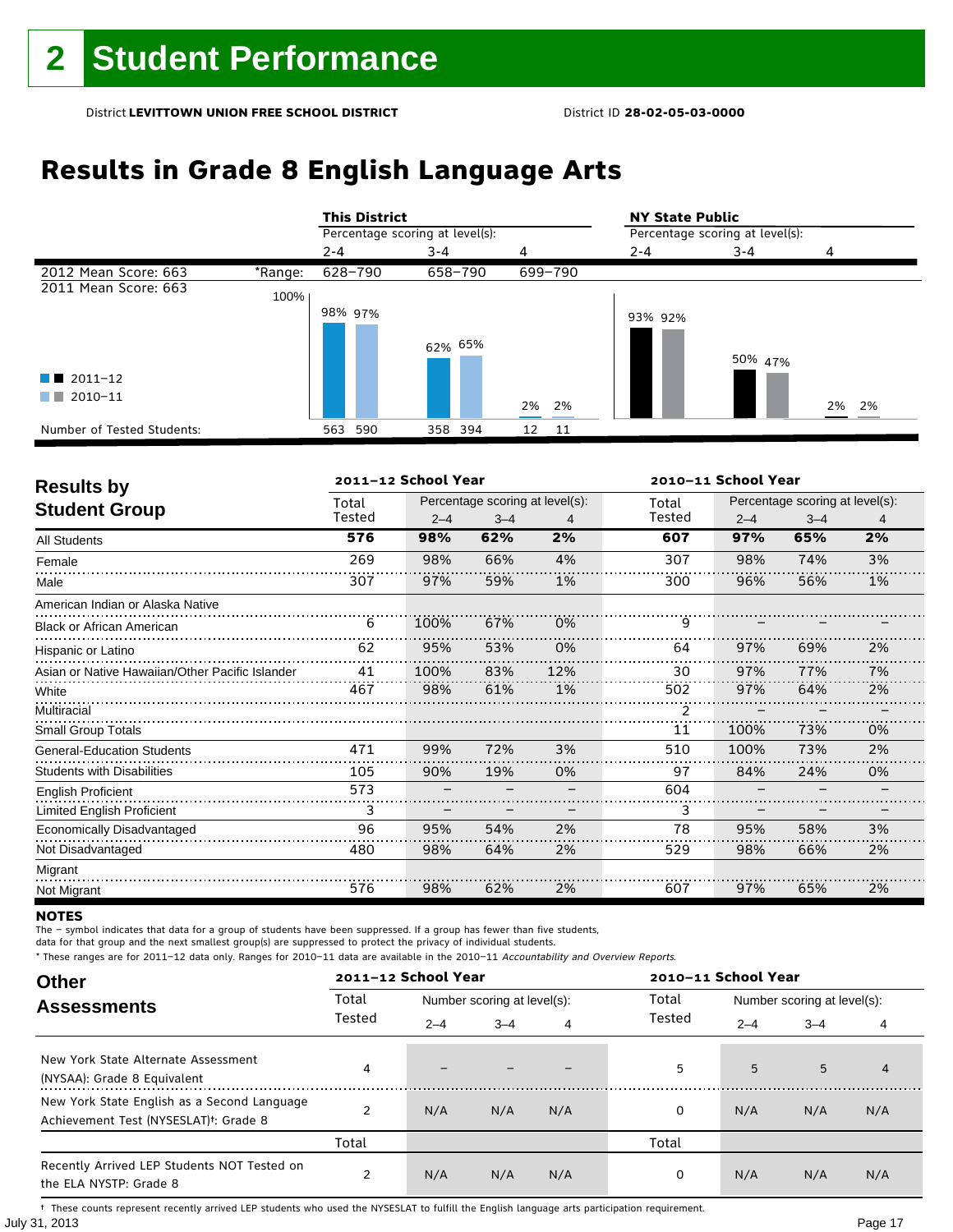# 2 Student Performance

District **LEVITTOWN UNION FREE SCHOOL DISTRICT** District ID **28-02-05-03-0000**

## Results in Grade 8 English Language Arts

**This District**
Percentage scoring at level(s):
2-4 3-4 4

**NY State Public**
Percentage scoring at level(s):
2-4 3-4 4

2012 Mean Score: 663 *Range: 628–790 658–790 699–790
2011 Mean Score: 663

100%

2011–12
2010–11

98% 97%
62% 65%
2% 2%

93% 92%
50% 47%
2% 2%

Number of Tested Students: 563 590 358 394 12 11

| Results by Student Group | 2011–12 School Year | | | | 2010–11 School Year | | | |
|---|---|---|---|---|---|---|---|---|
| | Total Tested | Percentage scoring at level(s): 2–4 | 3–4 | 4 | Total Tested | Percentage scoring at level(s): 2–4 | 3–4 | 4 |
| **All Students** | **576** | **98%** | **62%** | **2%** | **607** | **97%** | **65%** | **2%** |
| Female | 269 | 98% | 66% | 4% | 307 | 98% | 74% | 3% |
| Male | 307 | 97% | 59% | 1% | 300 | 96% | 56% | 1% |
| American Indian or Alaska Native | | | | | | | | |
| Black or African American | 6 | 100% | 67% | 0% | 9 | – | – | – |
| Hispanic or Latino | 62 | 95% | 53% | 0% | 64 | 97% | 69% | 2% |
| Asian or Native Hawaiian/Other Pacific Islander | 41 | 100% | 83% | 12% | 30 | 97% | 77% | 7% |
| White | 467 | 98% | 61% | 1% | 502 | 97% | 64% | 2% |
| Multiracial | | | | | 2 | – | – | – |
| Small Group Totals | | | | | 11 | 100% | 73% | 0% |
| General-Education Students | 471 | 99% | 72% | 3% | 510 | 100% | 73% | 2% |
| Students with Disabilities | 105 | 90% | 19% | 0% | 97 | 84% | 24% | 0% |
| English Proficient | 573 | – | – | – | 604 | – | – | – |
| Limited English Proficient | 3 | – | – | – | 3 | – | – | – |
| Economically Disadvantaged | 96 | 95% | 54% | 2% | 78 | 95% | 58% | 3% |
| Not Disadvantaged | 480 | 98% | 64% | 2% | 529 | 98% | 66% | 2% |
| Migrant | | | | | | | | |
| Not Migrant | 576 | 98% | 62% | 2% | 607 | 97% | 65% | 2% |

**NOTES**
The – symbol indicates that data for a group of students have been suppressed. If a group has fewer than five students, data for that group and the next smallest group(s) are suppressed to protect the privacy of individual students.
* These ranges are for 2011–12 data only. Ranges for 2010–11 data are available in the 2010–11 *Accountability and Overview Reports*.

| Other Assessments | 2011–12 School Year | | | | 2010–11 School Year | | | |
|---|---|---|---|---|---|---|---|---|
| | Total Tested | Number scoring at level(s): 2–4 | 3–4 | 4 | Total Tested | Number scoring at level(s): 2–4 | 3–4 | 4 |
| New York State Alternate Assessment (NYSAA): Grade 8 Equivalent | 4 | – | – | – | 5 | 5 | 5 | 4 |
| New York State English as a Second Language Achievement Test (NYSESLAT)†: Grade 8 | 2 | N/A | N/A | N/A | 0 | N/A | N/A | N/A |
| | Total | | | | Total | | | |
| Recently Arrived LEP Students NOT Tested on the ELA NYSTP: Grade 8 | 2 | N/A | N/A | N/A | 0 | N/A | N/A | N/A |

† These counts represent recently arrived LEP students who used the NYSESLAT to fulfill the English language arts participation requirement.

July 31, 2013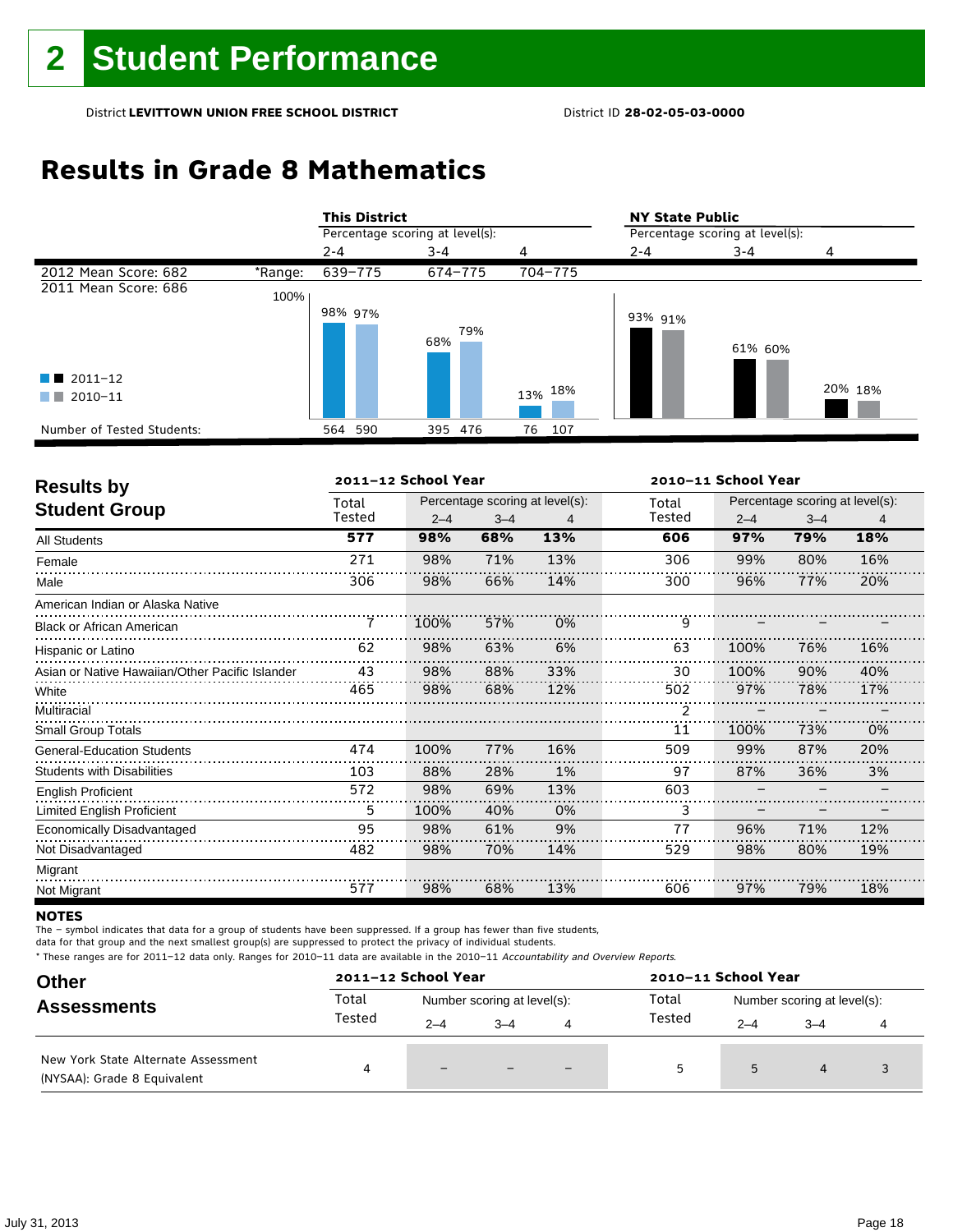# 2 Student Performance

District **LEVITTOWN UNION FREE SCHOOL DISTRICT** District ID **28-02-05-03-0000**

## Results in Grade 8 Mathematics

| | | This District | | | NY State Public | | |
|---|---|---|---|---|---|---|---|
| | | Percentage scoring at level(s): | | | Percentage scoring at level(s): | | |
| | | 2-4 | 3-4 | 4 | 2-4 | 3-4 | 4 |
| 2012 Mean Score: 682 | *Range: | 639–775 | 674–775 | 704–775 | | | |
| 2011 Mean Score: 686 | | | | | | | |

100%

98% 97%

68% 79%

13% 18%

93% 91%

61% 60%

20% 18%

2011–12

2010–11

Number of Tested Students: 564 590 395 476 76 107

## Results by Student Group

| | 2011–12 School Year | | | | 2010–11 School Year | | | |
|---|---|---|---|---|---|---|---|---|
| | Total Tested | Percentage scoring at level(s): 2–4 | 3–4 | 4 | Total Tested | Percentage scoring at level(s): 2–4 | 3–4 | 4 |
| **All Students** | **577** | **98%** | **68%** | **13%** | **606** | **97%** | **79%** | **18%** |
| Female | 271 | 98% | 71% | 13% | 306 | 99% | 80% | 16% |
| Male | 306 | 98% | 66% | 14% | 300 | 96% | 77% | 20% |
| American Indian or Alaska Native | | | | | | | | |
| Black or African American | 7 | 100% | 57% | 0% | 9 | – | – | – |
| Hispanic or Latino | 62 | 98% | 63% | 6% | 63 | 100% | 76% | 16% |
| Asian or Native Hawaiian/Other Pacific Islander | 43 | 98% | 88% | 33% | 30 | 100% | 90% | 40% |
| White | 465 | 98% | 68% | 12% | 502 | 97% | 78% | 17% |
| Multiracial | | | | | 2 | – | – | – |
| Small Group Totals | | | | | 11 | 100% | 73% | 0% |
| General-Education Students | 474 | 100% | 77% | 16% | 509 | 99% | 87% | 20% |
| Students with Disabilities | 103 | 88% | 28% | 1% | 97 | 87% | 36% | 3% |
| English Proficient | 572 | 98% | 69% | 13% | 603 | – | – | – |
| Limited English Proficient | 5 | 100% | 40% | 0% | 3 | – | – | – |
| Economically Disadvantaged | 95 | 98% | 61% | 9% | 77 | 96% | 71% | 12% |
| Not Disadvantaged | 482 | 98% | 70% | 14% | 529 | 98% | 80% | 19% |
| Migrant | | | | | | | | |
| Not Migrant | 577 | 98% | 68% | 13% | 606 | 97% | 79% | 18% |

**NOTES**

The – symbol indicates that data for a group of students have been suppressed. If a group has fewer than five students, data for that group and the next smallest group(s) are suppressed to protect the privacy of individual students.

* These ranges are for 2011–12 data only. Ranges for 2010–11 data are available in the 2010–11 *Accountability and Overview Reports.*

## Other Assessments

| | 2011–12 School Year | | | | 2010–11 School Year | | | |
|---|---|---|---|---|---|---|---|---|
| | Total Tested | Number scoring at level(s): 2–4 | 3–4 | 4 | Total Tested | Number scoring at level(s): 2–4 | 3–4 | 4 |
| New York State Alternate Assessment (NYSAA): Grade 8 Equivalent | 4 | – | – | – | 5 | 5 | 4 | 3 |

July 31, 2013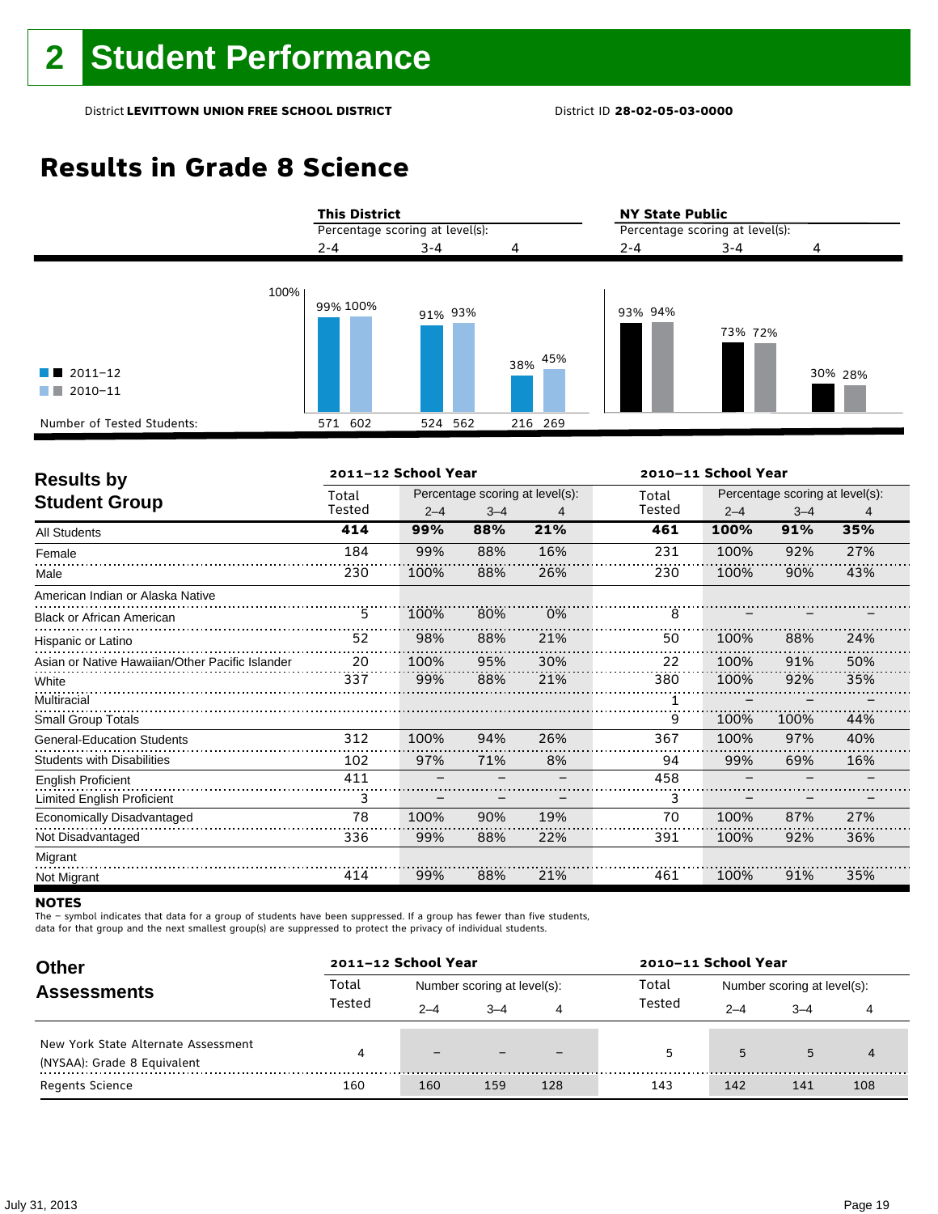# 2 Student Performance

District **LEVITTOWN UNION FREE SCHOOL DISTRICT** District ID **28-02-05-03-0000**

## Results in Grade 8 Science

**This District**
Percentage scoring at level(s):
2-4 3-4 4

**NY State Public**
Percentage scoring at level(s):
2-4 3-4 4

100%

99% 100% 91% 93% 38% 45%

93% 94% 73% 72% 30% 28%

2011–12
2010–11

Number of Tested Students: 571 602 524 562 216 269

| Results by Student Group | 2011–12 School Year | | | | 2010–11 School Year | | | |
|---|---|---|---|---|---|---|---|---|
| | Total Tested | Percentage scoring at level(s): 2–4 | 3–4 | 4 | Total Tested | Percentage scoring at level(s): 2–4 | 3–4 | 4 |
| **All Students** | **414** | **99%** | **88%** | **21%** | **461** | **100%** | **91%** | **35%** |
| Female | 184 | 99% | 88% | 16% | 231 | 100% | 92% | 27% |
| Male | 230 | 100% | 88% | 26% | 230 | 100% | 90% | 43% |
| American Indian or Alaska Native | | | | | | | | |
| Black or African American | 5 | 100% | 80% | 0% | 8 | – | – | – |
| Hispanic or Latino | 52 | 98% | 88% | 21% | 50 | 100% | 88% | 24% |
| Asian or Native Hawaiian/Other Pacific Islander | 20 | 100% | 95% | 30% | 22 | 100% | 91% | 50% |
| White | 337 | 99% | 88% | 21% | 380 | 100% | 92% | 35% |
| Multiracial | | | | | 1 | – | – | – |
| Small Group Totals | | | | | 9 | 100% | 100% | 44% |
| General-Education Students | 312 | 100% | 94% | 26% | 367 | 100% | 97% | 40% |
| Students with Disabilities | 102 | 97% | 71% | 8% | 94 | 99% | 69% | 16% |
| English Proficient | 411 | – | – | – | 458 | – | – | – |
| Limited English Proficient | 3 | – | – | – | 3 | – | – | – |
| Economically Disadvantaged | 78 | 100% | 90% | 19% | 70 | 100% | 87% | 27% |
| Not Disadvantaged | 336 | 99% | 88% | 22% | 391 | 100% | 92% | 36% |
| Migrant | | | | | | | | |
| Not Migrant | 414 | 99% | 88% | 21% | 461 | 100% | 91% | 35% |

**NOTES**

The – symbol indicates that data for a group of students have been suppressed. If a group has fewer than five students, data for that group and the next smallest group(s) are suppressed to protect the privacy of individual students.

| Other Assessments | 2011–12 School Year | | | | 2010–11 School Year | | | |
|---|---|---|---|---|---|---|---|---|
| | Total Tested | Number scoring at level(s): 2–4 | 3–4 | 4 | Total Tested | Number scoring at level(s): 2–4 | 3–4 | 4 |
| New York State Alternate Assessment (NYSAA): Grade 8 Equivalent | 4 | – | – | – | 5 | 5 | 5 | 4 |
| Regents Science | 160 | 160 | 159 | 128 | 143 | 142 | 141 | 108 |

July 31, 2013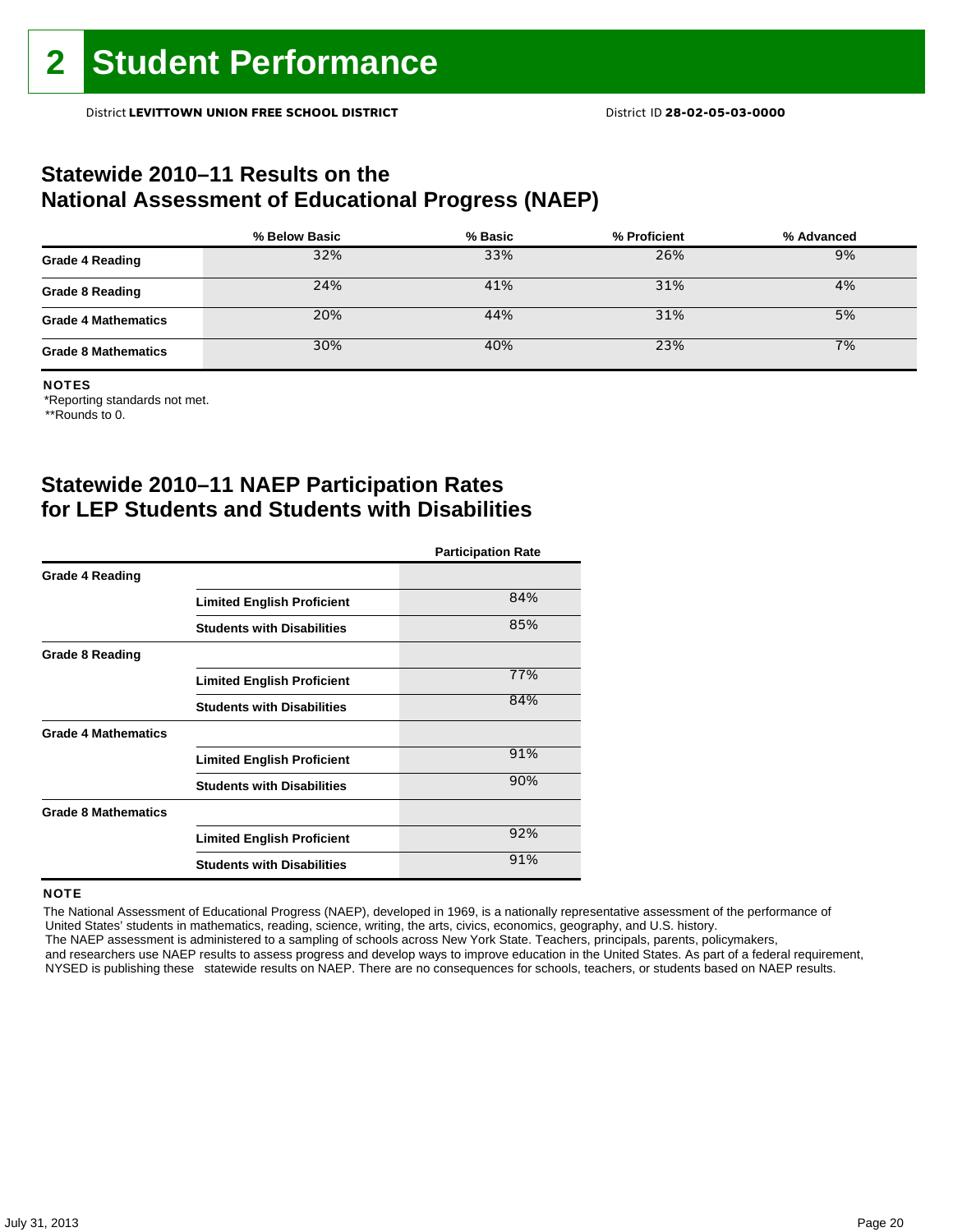# 2 Student Performance

District **LEVITTOWN UNION FREE SCHOOL DISTRICT** District ID **28-02-05-03-0000**

## Statewide 2010–11 Results on the National Assessment of Educational Progress (NAEP)

| | % Below Basic | % Basic | % Proficient | % Advanced |
|---|---|---|---|---|
| **Grade 4 Reading** | 32% | 33% | 26% | 9% |
| **Grade 8 Reading** | 24% | 41% | 31% | 4% |
| **Grade 4 Mathematics** | 20% | 44% | 31% | 5% |
| **Grade 8 Mathematics** | 30% | 40% | 23% | 7% |

**NOTES**

*Reporting standards not met.

**Rounds to 0.

## Statewide 2010–11 NAEP Participation Rates for LEP Students and Students with Disabilities

| | | Participation Rate |
|---|---|---|
| **Grade 4 Reading** | | |
| | **Limited English Proficient** | 84% |
| | **Students with Disabilities** | 85% |
| **Grade 8 Reading** | | |
| | **Limited English Proficient** | 77% |
| | **Students with Disabilities** | 84% |
| **Grade 4 Mathematics** | | |
| | **Limited English Proficient** | 91% |
| | **Students with Disabilities** | 90% |
| **Grade 8 Mathematics** | | |
| | **Limited English Proficient** | 92% |
| | **Students with Disabilities** | 91% |

**NOTE**

The National Assessment of Educational Progress (NAEP), developed in 1969, is a nationally representative assessment of the performance of United States' students in mathematics, reading, science, writing, the arts, civics, economics, geography, and U.S. history. The NAEP assessment is administered to a sampling of schools across New York State. Teachers, principals, parents, policymakers, and researchers use NAEP results to assess progress and develop ways to improve education in the United States. As part of a federal requirement, NYSED is publishing these statewide results on NAEP. There are no consequences for schools, teachers, or students based on NAEP results.

July 31, 2013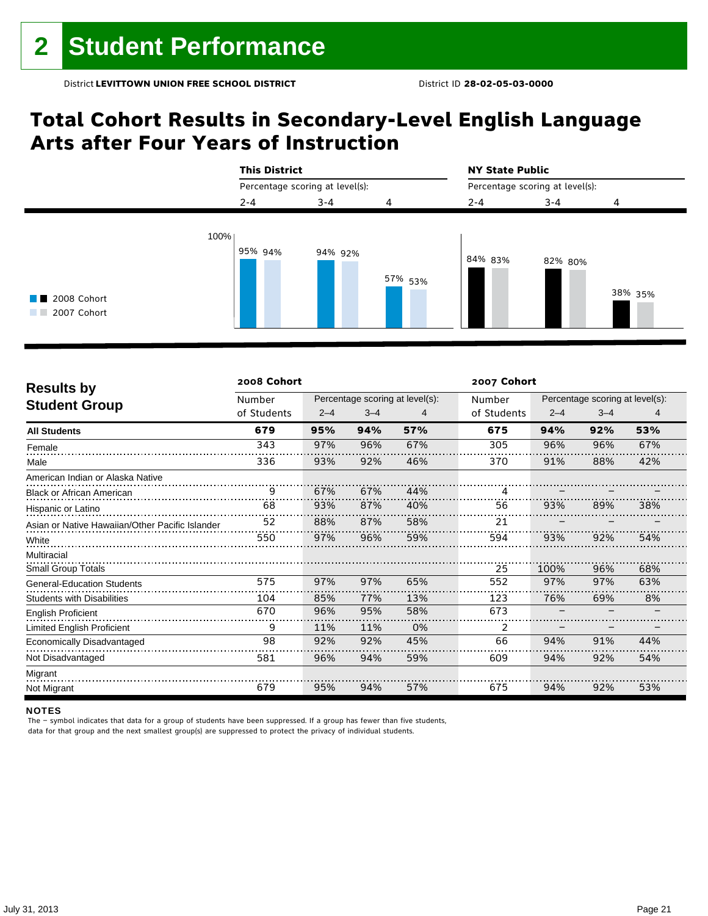# 2 Student Performance

District **LEVITTOWN UNION FREE SCHOOL DISTRICT** District ID **28-02-05-03-0000**

## Total Cohort Results in Secondary-Level English Language Arts after Four Years of Instruction

**This District**

Percentage scoring at level(s):

2-4 3-4 4

100%

95% 94% 94% 92% 57% 53%

**NY State Public**

Percentage scoring at level(s):

2-4 3-4 4

84% 83% 82% 80% 38% 35%

2008 Cohort

2007 Cohort

| Results by Student Group | 2008 Cohort | | | | 2007 Cohort | | | |
|---|---|---|---|---|---|---|---|---|
| | Number of Students | Percentage scoring at level(s): 2–4 | 3–4 | 4 | Number of Students | Percentage scoring at level(s): 2–4 | 3–4 | 4 |
| **All Students** | **679** | **95%** | **94%** | **57%** | **675** | **94%** | **92%** | **53%** |
| Female | 343 | 97% | 96% | 67% | 305 | 96% | 96% | 67% |
| Male | 336 | 93% | 92% | 46% | 370 | 91% | 88% | 42% |
| American Indian or Alaska Native | | | | | | | | |
| Black or African American | 9 | 67% | 67% | 44% | 4 | – | – | – |
| Hispanic or Latino | 68 | 93% | 87% | 40% | 56 | 93% | 89% | 38% |
| Asian or Native Hawaiian/Other Pacific Islander | 52 | 88% | 87% | 58% | 21 | – | – | – |
| White | 550 | 97% | 96% | 59% | 594 | 93% | 92% | 54% |
| Multiracial | | | | | | | | |
| Small Group Totals | | | | | 25 | 100% | 96% | 68% |
| General-Education Students | 575 | 97% | 97% | 65% | 552 | 97% | 97% | 63% |
| Students with Disabilities | 104 | 85% | 77% | 13% | 123 | 76% | 69% | 8% |
| English Proficient | 670 | 96% | 95% | 58% | 673 | – | – | – |
| Limited English Proficient | 9 | 11% | 11% | 0% | 2 | – | – | – |
| Economically Disadvantaged | 98 | 92% | 92% | 45% | 66 | 94% | 91% | 44% |
| Not Disadvantaged | 581 | 96% | 94% | 59% | 609 | 94% | 92% | 54% |
| Migrant | | | | | | | | |
| Not Migrant | 679 | 95% | 94% | 57% | 675 | 94% | 92% | 53% |

**NOTES**

The – symbol indicates that data for a group of students have been suppressed. If a group has fewer than five students, data for that group and the next smallest group(s) are suppressed to protect the privacy of individual students.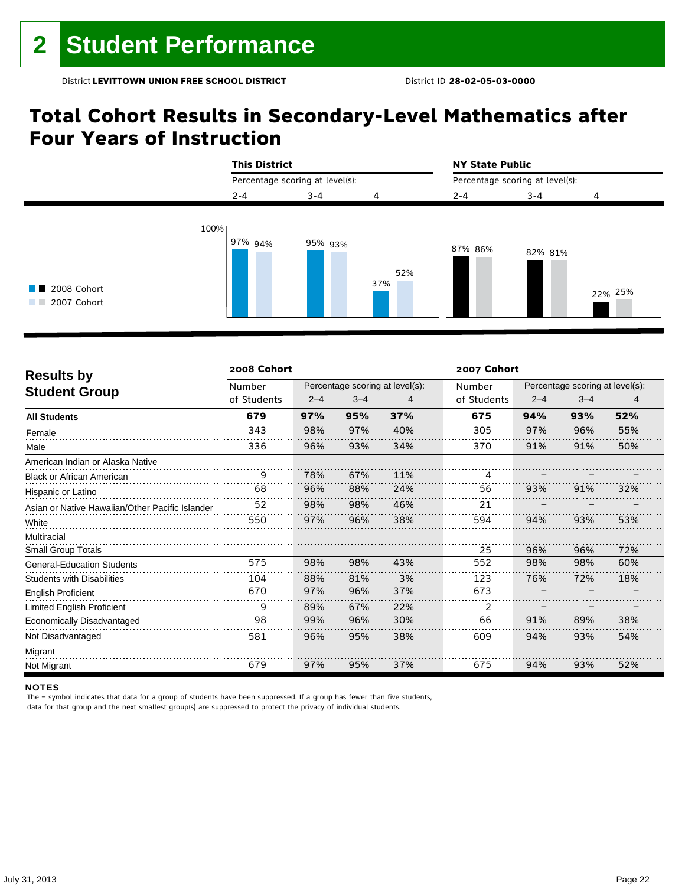# 2 Student Performance

District **LEVITTOWN UNION FREE SCHOOL DISTRICT** District ID **28-02-05-03-0000**

## Total Cohort Results in Secondary-Level Mathematics after Four Years of Instruction

**This District**
Percentage scoring at level(s):
2-4 3-4 4

**NY State Public**
Percentage scoring at level(s):
2-4 3-4 4

100%

97% 94% 95% 93% 37% 52%

87% 86% 82% 81% 22% 25%

2008 Cohort
2007 Cohort

| Results by Student Group | 2008 Cohort | | | | 2007 Cohort | | | |
|---|---|---|---|---|---|---|---|---|
| | Number of Students | Percentage scoring at level(s): 2–4 | 3–4 | 4 | Number of Students | Percentage scoring at level(s): 2–4 | 3–4 | 4 |
| **All Students** | **679** | **97%** | **95%** | **37%** | **675** | **94%** | **93%** | **52%** |
| Female | 343 | 98% | 97% | 40% | 305 | 97% | 96% | 55% |
| Male | 336 | 96% | 93% | 34% | 370 | 91% | 91% | 50% |
| American Indian or Alaska Native | | | | | | | | |
| Black or African American | 9 | 78% | 67% | 11% | 4 | – | – | – |
| Hispanic or Latino | 68 | 96% | 88% | 24% | 56 | 93% | 91% | 32% |
| Asian or Native Hawaiian/Other Pacific Islander | 52 | 98% | 98% | 46% | 21 | – | – | – |
| White | 550 | 97% | 96% | 38% | 594 | 94% | 93% | 53% |
| Multiracial | | | | | | | | |
| Small Group Totals | | | | | 25 | 96% | 96% | 72% |
| General-Education Students | 575 | 98% | 98% | 43% | 552 | 98% | 98% | 60% |
| Students with Disabilities | 104 | 88% | 81% | 3% | 123 | 76% | 72% | 18% |
| English Proficient | 670 | 97% | 96% | 37% | 673 | – | – | – |
| Limited English Proficient | 9 | 89% | 67% | 22% | 2 | – | – | – |
| Economically Disadvantaged | 98 | 99% | 96% | 30% | 66 | 91% | 89% | 38% |
| Not Disadvantaged | 581 | 96% | 95% | 38% | 609 | 94% | 93% | 54% |
| Migrant | | | | | | | | |
| Not Migrant | 679 | 97% | 95% | 37% | 675 | 94% | 93% | 52% |

**NOTES**

The – symbol indicates that data for a group of students have been suppressed. If a group has fewer than five students, data for that group and the next smallest group(s) are suppressed to protect the privacy of individual students.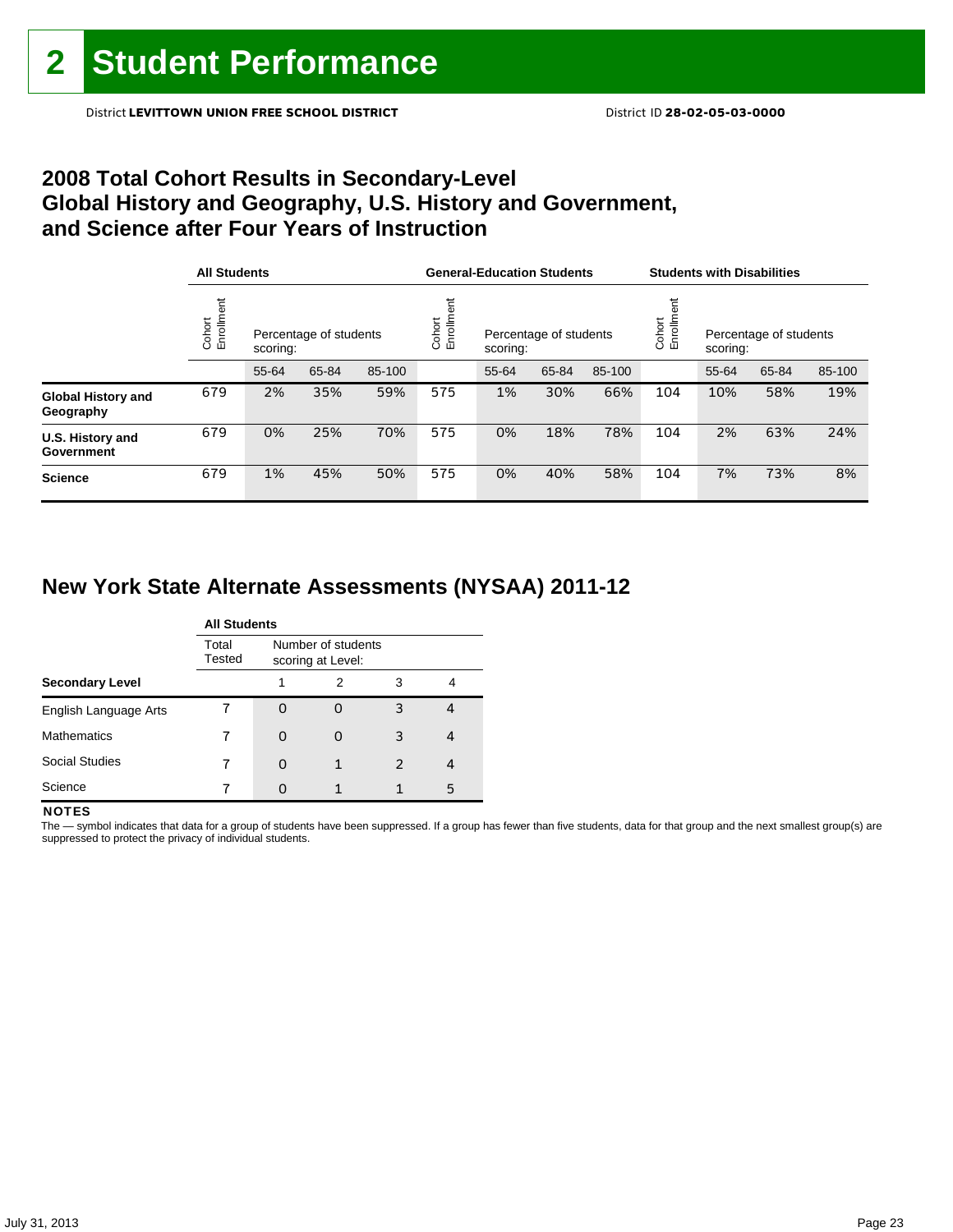# 2 Student Performance

District **LEVITTOWN UNION FREE SCHOOL DISTRICT** District ID **28-02-05-03-0000**

## 2008 Total Cohort Results in Secondary-Level Global History and Geography, U.S. History and Government, and Science after Four Years of Instruction

| | All Students | | | | General-Education Students | | | | Students with Disabilities | | | |
|---|---|---|---|---|---|---|---|---|---|---|---|---|
| | Cohort Enrollment | Percentage of students scoring: | | | Cohort Enrollment | Percentage of students scoring: | | | Cohort Enrollment | Percentage of students scoring: | | |
| | | 55-64 | 65-84 | 85-100 | | 55-64 | 65-84 | 85-100 | | 55-64 | 65-84 | 85-100 |
| **Global History and Geography** | 679 | 2% | 35% | 59% | 575 | 1% | 30% | 66% | 104 | 10% | 58% | 19% |
| **U.S. History and Government** | 679 | 0% | 25% | 70% | 575 | 0% | 18% | 78% | 104 | 2% | 63% | 24% |
| **Science** | 679 | 1% | 45% | 50% | 575 | 0% | 40% | 58% | 104 | 7% | 73% | 8% |

## New York State Alternate Assessments (NYSAA) 2011-12

| | All Students | | | | |
|---|---|---|---|---|---|
| | Total Tested | Number of students scoring at Level: | | | |
| **Secondary Level** | | 1 | 2 | 3 | 4 |
| English Language Arts | 7 | 0 | 0 | 3 | 4 |
| Mathematics | 7 | 0 | 0 | 3 | 4 |
| Social Studies | 7 | 0 | 1 | 2 | 4 |
| Science | 7 | 0 | 1 | 1 | 5 |

**NOTES**

The — symbol indicates that data for a group of students have been suppressed. If a group has fewer than five students, data for that group and the next smallest group(s) are suppressed to protect the privacy of individual students.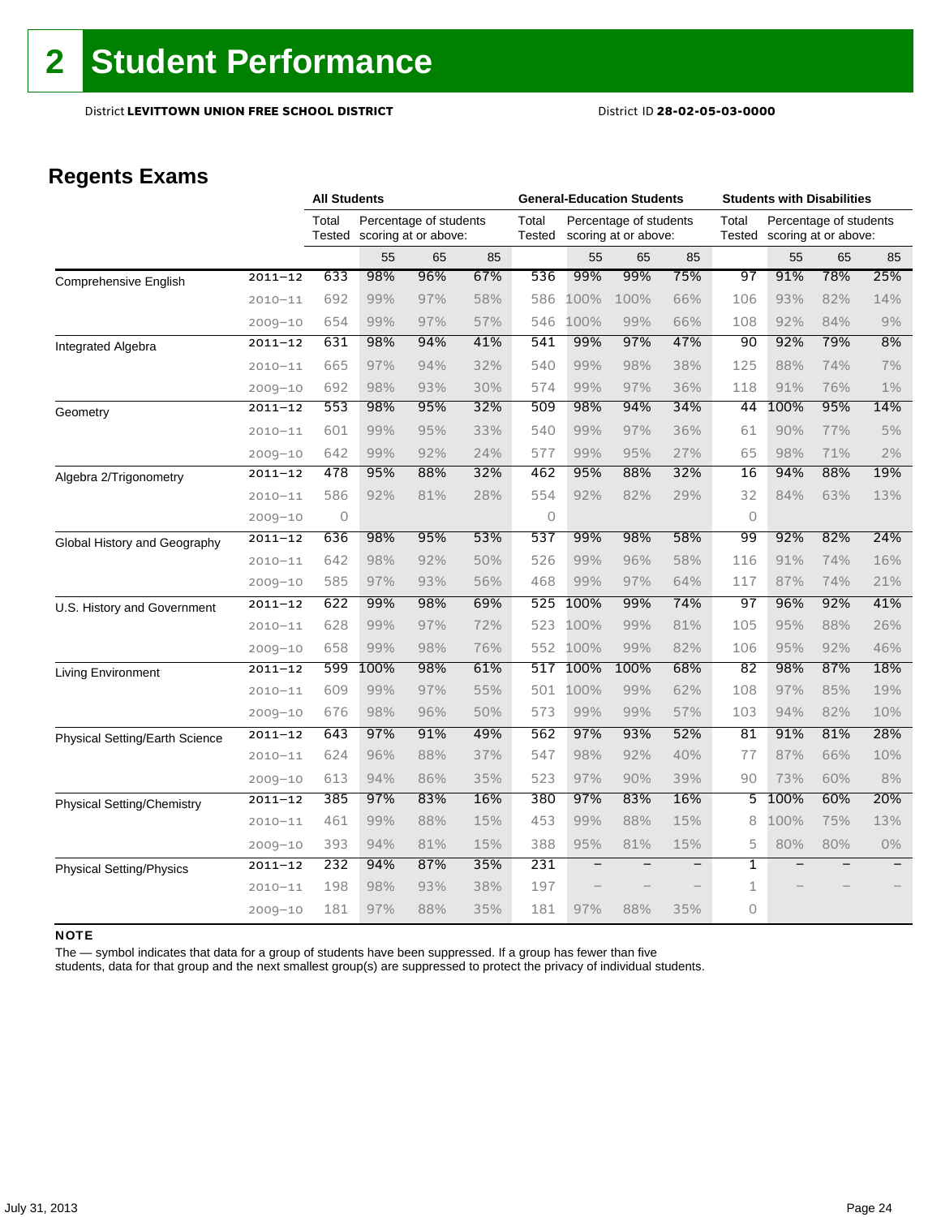# 2 Student Performance

District **LEVITTOWN UNION FREE SCHOOL DISTRICT** District ID **28-02-05-03-0000**

## Regents Exams

| | | All Students | | | | General-Education Students | | | | Students with Disabilities | | | |
|---|---|---|---|---|---|---|---|---|---|---|---|---|---|
| | | Total Tested | Percentage of students scoring at or above: | | | Total Tested | Percentage of students scoring at or above: | | | Total Tested | Percentage of students scoring at or above: | | |
| | | | 55 | 65 | 85 | | 55 | 65 | 85 | | 55 | 65 | 85 |
| Comprehensive English | 2011–12 | 633 | 98% | 96% | 67% | 536 | 99% | 99% | 75% | 97 | 91% | 78% | 25% |
| | 2010–11 | 692 | 99% | 97% | 58% | 586 | 100% | 100% | 66% | 106 | 93% | 82% | 14% |
| | 2009–10 | 654 | 99% | 97% | 57% | 546 | 100% | 99% | 66% | 108 | 92% | 84% | 9% |
| Integrated Algebra | 2011–12 | 631 | 98% | 94% | 41% | 541 | 99% | 97% | 47% | 90 | 92% | 79% | 8% |
| | 2010–11 | 665 | 97% | 94% | 32% | 540 | 99% | 98% | 38% | 125 | 88% | 74% | 7% |
| | 2009–10 | 692 | 98% | 93% | 30% | 574 | 99% | 97% | 36% | 118 | 91% | 76% | 1% |
| Geometry | 2011–12 | 553 | 98% | 95% | 32% | 509 | 98% | 94% | 34% | 44 | 100% | 95% | 14% |
| | 2010–11 | 601 | 99% | 95% | 33% | 540 | 99% | 97% | 36% | 61 | 90% | 77% | 5% |
| | 2009–10 | 642 | 99% | 92% | 24% | 577 | 99% | 95% | 27% | 65 | 98% | 71% | 2% |
| Algebra 2/Trigonometry | 2011–12 | 478 | 95% | 88% | 32% | 462 | 95% | 88% | 32% | 16 | 94% | 88% | 19% |
| | 2010–11 | 586 | 92% | 81% | 28% | 554 | 92% | 82% | 29% | 32 | 84% | 63% | 13% |
| | 2009–10 | 0 | | | | 0 | | | | 0 | | | |
| Global History and Geography | 2011–12 | 636 | 98% | 95% | 53% | 537 | 99% | 98% | 58% | 99 | 92% | 82% | 24% |
| | 2010–11 | 642 | 98% | 92% | 50% | 526 | 99% | 96% | 58% | 116 | 91% | 74% | 16% |
| | 2009–10 | 585 | 97% | 93% | 56% | 468 | 99% | 97% | 64% | 117 | 87% | 74% | 21% |
| U.S. History and Government | 2011–12 | 622 | 99% | 98% | 69% | 525 | 100% | 99% | 74% | 97 | 96% | 92% | 41% |
| | 2010–11 | 628 | 99% | 97% | 72% | 523 | 100% | 99% | 81% | 105 | 95% | 88% | 26% |
| | 2009–10 | 658 | 99% | 98% | 76% | 552 | 100% | 99% | 82% | 106 | 95% | 92% | 46% |
| Living Environment | 2011–12 | 599 | 100% | 98% | 61% | 517 | 100% | 100% | 68% | 82 | 98% | 87% | 18% |
| | 2010–11 | 609 | 99% | 97% | 55% | 501 | 100% | 99% | 62% | 108 | 97% | 85% | 19% |
| | 2009–10 | 676 | 98% | 96% | 50% | 573 | 99% | 99% | 57% | 103 | 94% | 82% | 10% |
| Physical Setting/Earth Science | 2011–12 | 643 | 97% | 91% | 49% | 562 | 97% | 93% | 52% | 81 | 91% | 81% | 28% |
| | 2010–11 | 624 | 96% | 88% | 37% | 547 | 98% | 92% | 40% | 77 | 87% | 66% | 10% |
| | 2009–10 | 613 | 94% | 86% | 35% | 523 | 97% | 90% | 39% | 90 | 73% | 60% | 8% |
| Physical Setting/Chemistry | 2011–12 | 385 | 97% | 83% | 16% | 380 | 97% | 83% | 16% | 5 | 100% | 60% | 20% |
| | 2010–11 | 461 | 99% | 88% | 15% | 453 | 99% | 88% | 15% | 8 | 100% | 75% | 13% |
| | 2009–10 | 393 | 94% | 81% | 15% | 388 | 95% | 81% | 15% | 5 | 80% | 80% | 0% |
| Physical Setting/Physics | 2011–12 | 232 | 94% | 87% | 35% | 231 | – | – | – | 1 | – | – | – |
| | 2010–11 | 198 | 98% | 93% | 38% | 197 | – | – | – | 1 | – | – | – |
| | 2009–10 | 181 | 97% | 88% | 35% | 181 | 97% | 88% | 35% | 0 | | | |

**NOTE**

The — symbol indicates that data for a group of students have been suppressed. If a group has fewer than five students, data for that group and the next smallest group(s) are suppressed to protect the privacy of individual students.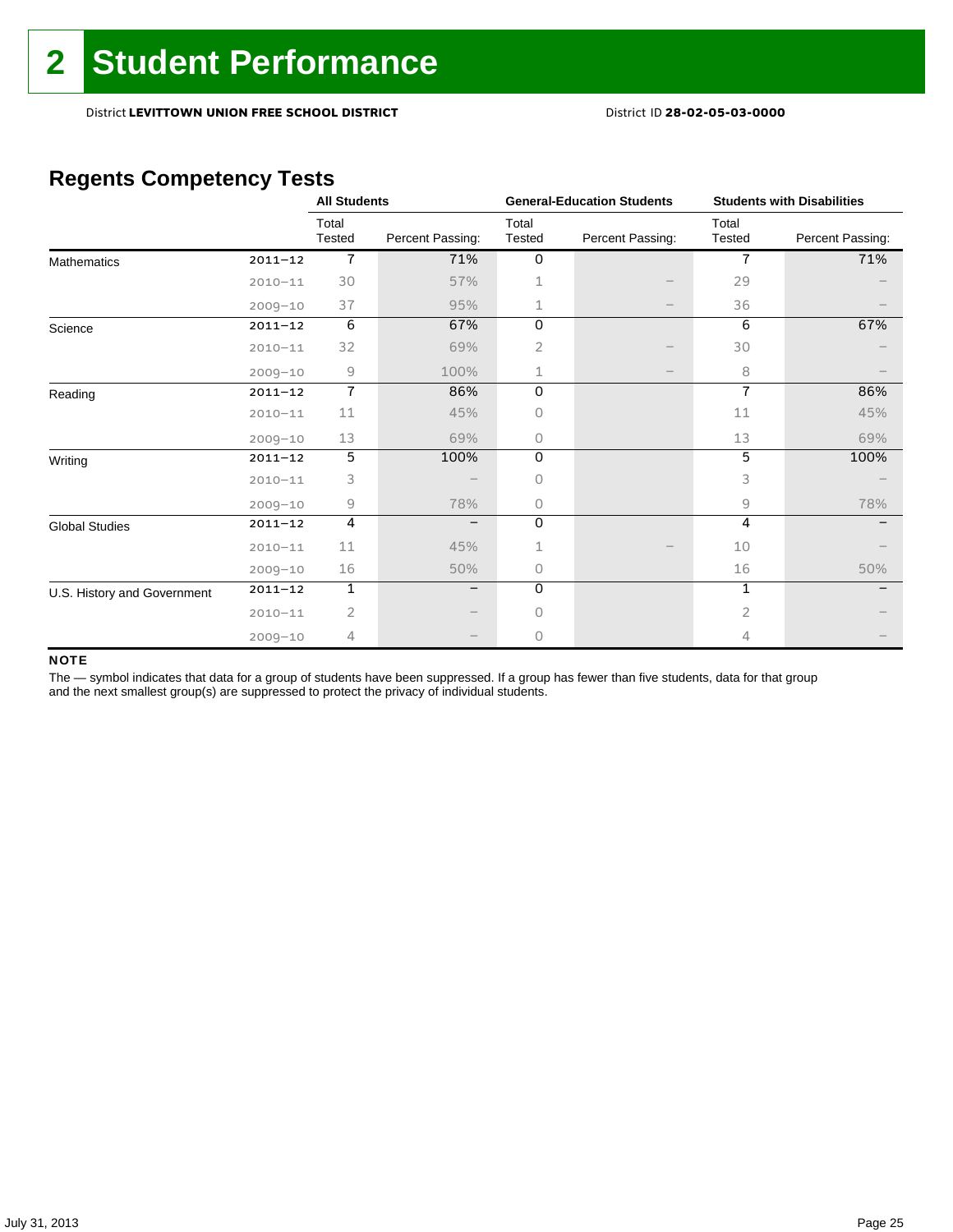# 2 Student Performance

District **LEVITTOWN UNION FREE SCHOOL DISTRICT** District ID **28-02-05-03-0000**

## Regents Competency Tests

| | | All Students | | General-Education Students | | Students with Disabilities | |
|---|---|---|---|---|---|---|---|
| | | Total Tested | Percent Passing: | Total Tested | Percent Passing: | Total Tested | Percent Passing: |
| Mathematics | 2011–12 | 7 | 71% | 0 | | 7 | 71% |
| | 2010–11 | 30 | 57% | 1 | – | 29 | – |
| | 2009–10 | 37 | 95% | 1 | – | 36 | – |
| Science | 2011–12 | 6 | 67% | 0 | | 6 | 67% |
| | 2010–11 | 32 | 69% | 2 | – | 30 | – |
| | 2009–10 | 9 | 100% | 1 | – | 8 | – |
| Reading | 2011–12 | 7 | 86% | 0 | | 7 | 86% |
| | 2010–11 | 11 | 45% | 0 | | 11 | 45% |
| | 2009–10 | 13 | 69% | 0 | | 13 | 69% |
| Writing | 2011–12 | 5 | 100% | 0 | | 5 | 100% |
| | 2010–11 | 3 | – | 0 | | 3 | – |
| | 2009–10 | 9 | 78% | 0 | | 9 | 78% |
| Global Studies | 2011–12 | 4 | – | 0 | | 4 | – |
| | 2010–11 | 11 | 45% | 1 | – | 10 | – |
| | 2009–10 | 16 | 50% | 0 | | 16 | 50% |
| U.S. History and Government | 2011–12 | 1 | – | 0 | | 1 | – |
| | 2010–11 | 2 | – | 0 | | 2 | – |
| | 2009–10 | 4 | – | 0 | | 4 | – |

**NOTE**

The — symbol indicates that data for a group of students have been suppressed. If a group has fewer than five students, data for that group and the next smallest group(s) are suppressed to protect the privacy of individual students.

July 31, 2013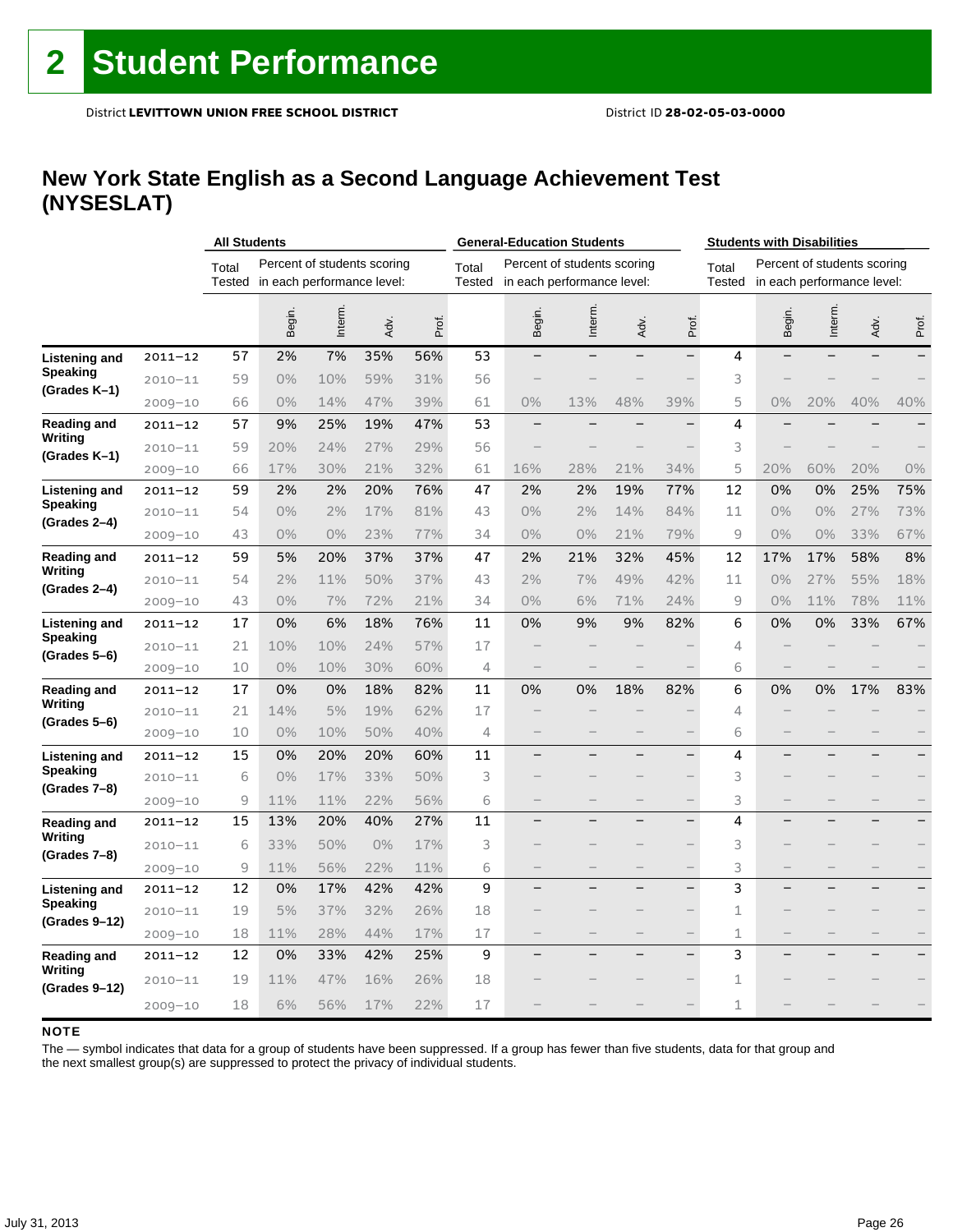# 2 Student Performance

District **LEVITTOWN UNION FREE SCHOOL DISTRICT** District ID **28-02-05-03-0000**

## New York State English as a Second Language Achievement Test (NYSESLAT)

| | | All Students | | | | | General-Education Students | | | | | Students with Disabilities | | | | |
|---|---|---|---|---|---|---|---|---|---|---|---|---|---|---|---|---|
| | | Total Tested | Percent of students scoring in each performance level: | | | | Total Tested | Percent of students scoring in each performance level: | | | | Total Tested | Percent of students scoring in each performance level: | | | |
| | | | Begin. | Interm. | Adv. | Prof. | | Begin. | Interm. | Adv. | Prof. | | Begin. | Interm. | Adv. | Prof. |
| **Listening and Speaking (Grades K–1)** | 2011–12 | 57 | 2% | 7% | 35% | 56% | 53 | – | – | – | – | 4 | – | – | – | – |
| | 2010–11 | 59 | 0% | 10% | 59% | 31% | 56 | – | – | – | – | 3 | – | – | – | – |
| | 2009–10 | 66 | 0% | 14% | 47% | 39% | 61 | 0% | 13% | 48% | 39% | 5 | 0% | 20% | 40% | 40% |
| **Reading and Writing (Grades K–1)** | 2011–12 | 57 | 9% | 25% | 19% | 47% | 53 | – | – | – | – | 4 | – | – | – | – |
| | 2010–11 | 59 | 20% | 24% | 27% | 29% | 56 | – | – | – | – | 3 | – | – | – | – |
| | 2009–10 | 66 | 17% | 30% | 21% | 32% | 61 | 16% | 28% | 21% | 34% | 5 | 20% | 60% | 20% | 0% |
| **Listening and Speaking (Grades 2–4)** | 2011–12 | 59 | 2% | 2% | 20% | 76% | 47 | 2% | 2% | 19% | 77% | 12 | 0% | 0% | 25% | 75% |
| | 2010–11 | 54 | 0% | 2% | 17% | 81% | 43 | 0% | 2% | 14% | 84% | 11 | 0% | 0% | 27% | 73% |
| | 2009–10 | 43 | 0% | 0% | 23% | 77% | 34 | 0% | 0% | 21% | 79% | 9 | 0% | 0% | 33% | 67% |
| **Reading and Writing (Grades 2–4)** | 2011–12 | 59 | 5% | 20% | 37% | 37% | 47 | 2% | 21% | 32% | 45% | 12 | 17% | 17% | 58% | 8% |
| | 2010–11 | 54 | 2% | 11% | 50% | 37% | 43 | 2% | 7% | 49% | 42% | 11 | 0% | 27% | 55% | 18% |
| | 2009–10 | 43 | 0% | 7% | 72% | 21% | 34 | 0% | 6% | 71% | 24% | 9 | 0% | 11% | 78% | 11% |
| **Listening and Speaking (Grades 5–6)** | 2011–12 | 17 | 0% | 6% | 18% | 76% | 11 | 0% | 9% | 9% | 82% | 6 | 0% | 0% | 33% | 67% |
| | 2010–11 | 21 | 10% | 10% | 24% | 57% | 17 | – | – | – | – | 4 | – | – | – | – |
| | 2009–10 | 10 | 0% | 10% | 30% | 60% | 4 | – | – | – | – | 6 | – | – | – | – |
| **Reading and Writing (Grades 5–6)** | 2011–12 | 17 | 0% | 0% | 18% | 82% | 11 | 0% | 0% | 18% | 82% | 6 | 0% | 0% | 17% | 83% |
| | 2010–11 | 21 | 14% | 5% | 19% | 62% | 17 | – | – | – | – | 4 | – | – | – | – |
| | 2009–10 | 10 | 0% | 10% | 50% | 40% | 4 | – | – | – | – | 6 | – | – | – | – |
| **Listening and Speaking (Grades 7–8)** | 2011–12 | 15 | 0% | 20% | 20% | 60% | 11 | – | – | – | – | 4 | – | – | – | – |
| | 2010–11 | 6 | 0% | 17% | 33% | 50% | 3 | – | – | – | – | 3 | – | – | – | – |
| | 2009–10 | 9 | 11% | 11% | 22% | 56% | 6 | – | – | – | – | 3 | – | – | – | – |
| **Reading and Writing (Grades 7–8)** | 2011–12 | 15 | 13% | 20% | 40% | 27% | 11 | – | – | – | – | 4 | – | – | – | – |
| | 2010–11 | 6 | 33% | 50% | 0% | 17% | 3 | – | – | – | – | 3 | – | – | – | – |
| | 2009–10 | 9 | 11% | 56% | 22% | 11% | 6 | – | – | – | – | 3 | – | – | – | – |
| **Listening and Speaking (Grades 9–12)** | 2011–12 | 12 | 0% | 17% | 42% | 42% | 9 | – | – | – | – | 3 | – | – | – | – |
| | 2010–11 | 19 | 5% | 37% | 32% | 26% | 18 | – | – | – | – | 1 | – | – | – | – |
| | 2009–10 | 18 | 11% | 28% | 44% | 17% | 17 | – | – | – | – | 1 | – | – | – | – |
| **Reading and Writing (Grades 9–12)** | 2011–12 | 12 | 0% | 33% | 42% | 25% | 9 | – | – | – | – | 3 | – | – | – | – |
| | 2010–11 | 19 | 11% | 47% | 16% | 26% | 18 | – | – | – | – | 1 | – | – | – | – |
| | 2009–10 | 18 | 6% | 56% | 17% | 22% | 17 | – | – | – | – | 1 | – | – | – | – |

**NOTE**

The — symbol indicates that data for a group of students have been suppressed. If a group has fewer than five students, data for that group and the next smallest group(s) are suppressed to protect the privacy of individual students.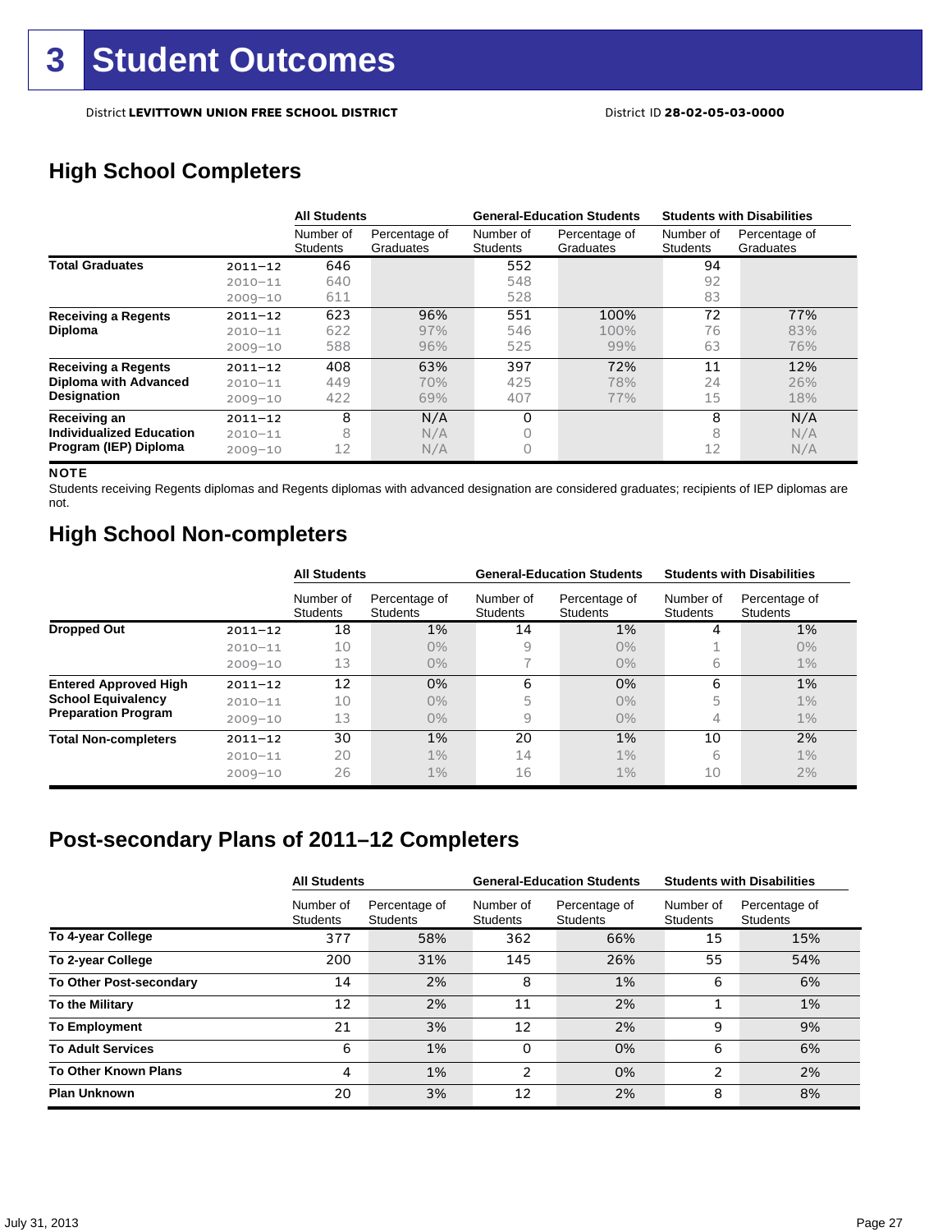# 3 Student Outcomes

District **LEVITTOWN UNION FREE SCHOOL DISTRICT** District ID **28-02-05-03-0000**

## High School Completers

| | | All Students | | General-Education Students | | Students with Disabilities | |
|---|---|---|---|---|---|---|---|
| | | Number of Students | Percentage of Graduates | Number of Students | Percentage of Graduates | Number of Students | Percentage of Graduates |
| **Total Graduates** | 2011–12 | 646 | | 552 | | 94 | |
| | 2010–11 | 640 | | 548 | | 92 | |
| | 2009–10 | 611 | | 528 | | 83 | |
| **Receiving a Regents Diploma** | 2011–12 | 623 | 96% | 551 | 100% | 72 | 77% |
| | 2010–11 | 622 | 97% | 546 | 100% | 76 | 83% |
| | 2009–10 | 588 | 96% | 525 | 99% | 63 | 76% |
| **Receiving a Regents Diploma with Advanced Designation** | 2011–12 | 408 | 63% | 397 | 72% | 11 | 12% |
| | 2010–11 | 449 | 70% | 425 | 78% | 24 | 26% |
| | 2009–10 | 422 | 69% | 407 | 77% | 15 | 18% |
| **Receiving an Individualized Education Program (IEP) Diploma** | 2011–12 | 8 | N/A | 0 | | 8 | N/A |
| | 2010–11 | 8 | N/A | 0 | | 8 | N/A |
| | 2009–10 | 12 | N/A | 0 | | 12 | N/A |

**NOTE**

Students receiving Regents diplomas and Regents diplomas with advanced designation are considered graduates; recipients of IEP diplomas are not.

## High School Non-completers

| | | All Students | | General-Education Students | | Students with Disabilities | |
|---|---|---|---|---|---|---|---|
| | | Number of Students | Percentage of Students | Number of Students | Percentage of Students | Number of Students | Percentage of Students |
| **Dropped Out** | 2011–12 | 18 | 1% | 14 | 1% | 4 | 1% |
| | 2010–11 | 10 | 0% | 9 | 0% | 1 | 0% |
| | 2009–10 | 13 | 0% | 7 | 0% | 6 | 1% |
| **Entered Approved High School Equivalency Preparation Program** | 2011–12 | 12 | 0% | 6 | 0% | 6 | 1% |
| | 2010–11 | 10 | 0% | 5 | 0% | 5 | 1% |
| | 2009–10 | 13 | 0% | 9 | 0% | 4 | 1% |
| **Total Non-completers** | 2011–12 | 30 | 1% | 20 | 1% | 10 | 2% |
| | 2010–11 | 20 | 1% | 14 | 1% | 6 | 1% |
| | 2009–10 | 26 | 1% | 16 | 1% | 10 | 2% |

## Post-secondary Plans of 2011–12 Completers

| | All Students | | General-Education Students | | Students with Disabilities | |
|---|---|---|---|---|---|---|
| | Number of Students | Percentage of Students | Number of Students | Percentage of Students | Number of Students | Percentage of Students |
| **To 4-year College** | 377 | 58% | 362 | 66% | 15 | 15% |
| **To 2-year College** | 200 | 31% | 145 | 26% | 55 | 54% |
| **To Other Post-secondary** | 14 | 2% | 8 | 1% | 6 | 6% |
| **To the Military** | 12 | 2% | 11 | 2% | 1 | 1% |
| **To Employment** | 21 | 3% | 12 | 2% | 9 | 9% |
| **To Adult Services** | 6 | 1% | 0 | 0% | 6 | 6% |
| **To Other Known Plans** | 4 | 1% | 2 | 0% | 2 | 2% |
| **Plan Unknown** | 20 | 3% | 12 | 2% | 8 | 8% |